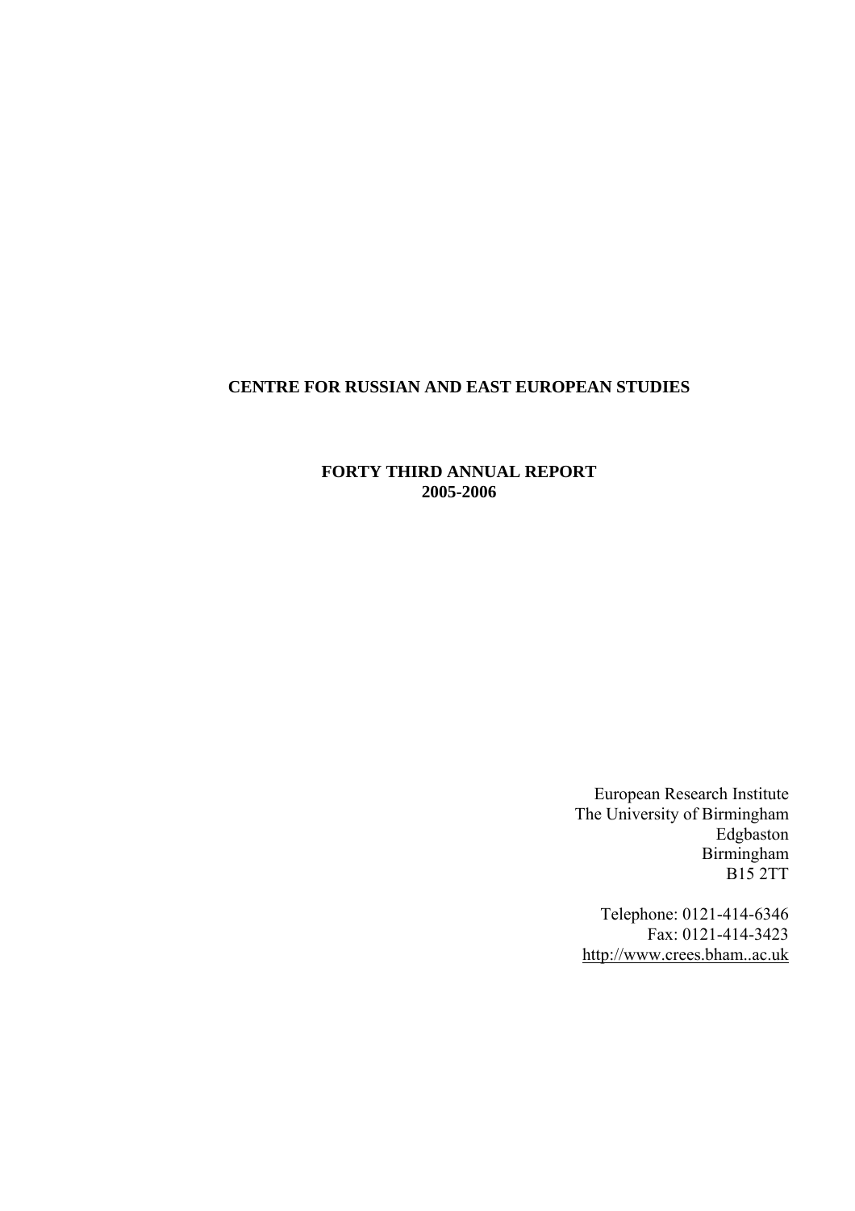# CENTRE FOR RUSSIAN AND EAST EUROPEAN STUDIES

## FORTY THIRD ANNUAL REPORT
## 2005-2006

European Research Institute
The University of Birmingham
Edgbaston
Birmingham
B15 2TT

Telephone: 0121-414-6346
Fax: 0121-414-3423
http://www.crees.bham..ac.uk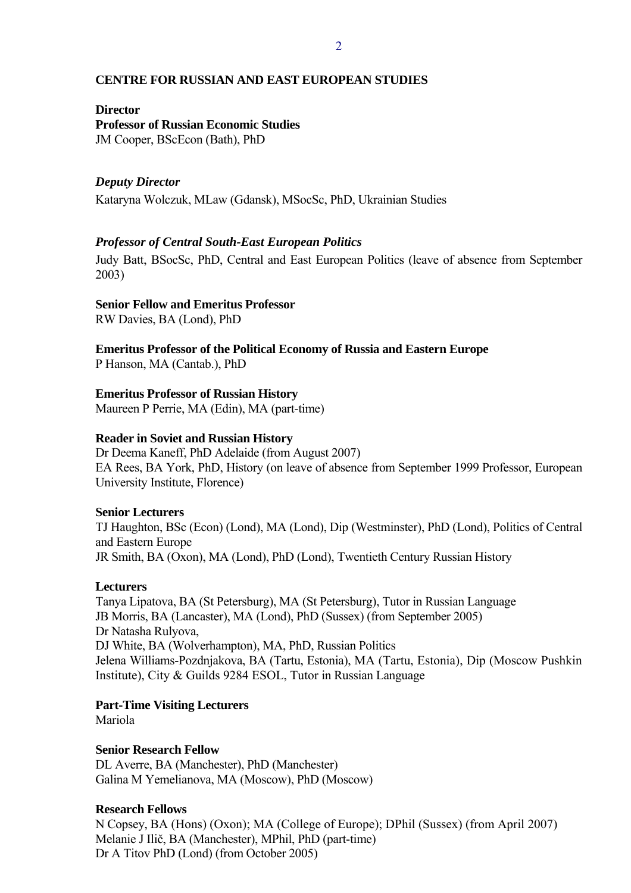## CENTRE FOR RUSSIAN AND EAST EUROPEAN STUDIES

**Director**
**Professor of Russian Economic Studies**
JM Cooper, BScEcon (Bath), PhD

***Deputy Director***

Kataryna Wolczuk, MLaw (Gdansk), MSocSc, PhD, Ukrainian Studies

***Professor of Central South-East European Politics***

Judy Batt, BSocSc, PhD, Central and East European Politics (leave of absence from September 2003)

**Senior Fellow and Emeritus Professor**
RW Davies, BA (Lond), PhD

**Emeritus Professor of the Political Economy of Russia and Eastern Europe**
P Hanson, MA (Cantab.), PhD

**Emeritus Professor of Russian History**
Maureen P Perrie, MA (Edin), MA (part-time)

**Reader in Soviet and Russian History**
Dr Deema Kaneff, PhD Adelaide (from August 2007)
EA Rees, BA York, PhD, History (on leave of absence from September 1999 Professor, European University Institute, Florence)

**Senior Lecturers**
TJ Haughton, BSc (Econ) (Lond), MA (Lond), Dip (Westminster), PhD (Lond), Politics of Central and Eastern Europe
JR Smith, BA (Oxon), MA (Lond), PhD (Lond), Twentieth Century Russian History

**Lecturers**
Tanya Lipatova, BA (St Petersburg), MA (St Petersburg), Tutor in Russian Language
JB Morris, BA (Lancaster), MA (Lond), PhD (Sussex) (from September 2005)
Dr Natasha Rulyova,
DJ White, BA (Wolverhampton), MA, PhD, Russian Politics
Jelena Williams-Pozdnjakova, BA (Tartu, Estonia), MA (Tartu, Estonia), Dip (Moscow Pushkin Institute), City & Guilds 9284 ESOL, Tutor in Russian Language

**Part-Time Visiting Lecturers**
Mariola

**Senior Research Fellow**
DL Averre, BA (Manchester), PhD (Manchester)
Galina M Yemelianova, MA (Moscow), PhD (Moscow)

**Research Fellows**
N Copsey, BA (Hons) (Oxon); MA (College of Europe); DPhil (Sussex) (from April 2007)
Melanie J Ilič, BA (Manchester), MPhil, PhD (part-time)
Dr A Titov PhD (Lond) (from October 2005)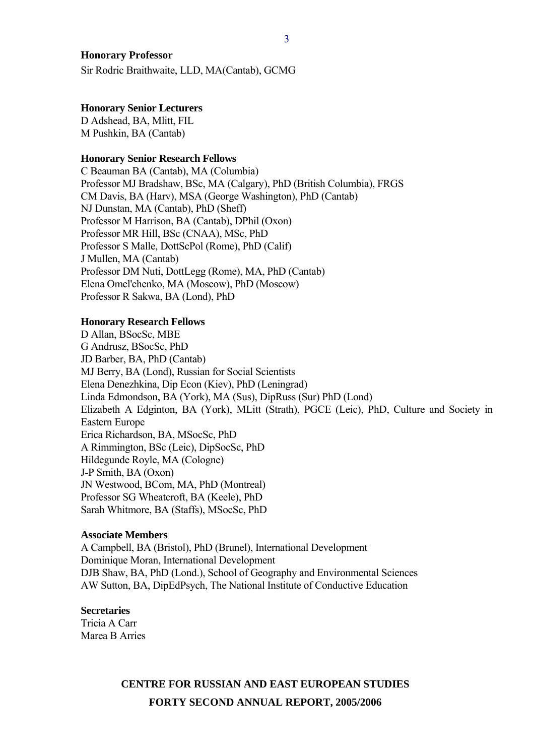**Honorary Professor**

Sir Rodric Braithwaite, LLD, MA(Cantab), GCMG

**Honorary Senior Lecturers**

D Adshead, BA, Mlitt, FIL
M Pushkin, BA (Cantab)

**Honorary Senior Research Fellows**

C Beauman BA (Cantab), MA (Columbia)
Professor MJ Bradshaw, BSc, MA (Calgary), PhD (British Columbia), FRGS
CM Davis, BA (Harv), MSA (George Washington), PhD (Cantab)
NJ Dunstan, MA (Cantab), PhD (Sheff)
Professor M Harrison, BA (Cantab), DPhil (Oxon)
Professor MR Hill, BSc (CNAA), MSc, PhD
Professor S Malle, DottScPol (Rome), PhD (Calif)
J Mullen, MA (Cantab)
Professor DM Nuti, DottLegg (Rome), MA, PhD (Cantab)
Elena Omel'chenko, MA (Moscow), PhD (Moscow)
Professor R Sakwa, BA (Lond), PhD

**Honorary Research Fellows**

D Allan, BSocSc, MBE
G Andrusz, BSocSc, PhD
JD Barber, BA, PhD (Cantab)
MJ Berry, BA (Lond), Russian for Social Scientists
Elena Denezhkina, Dip Econ (Kiev), PhD (Leningrad)
Linda Edmondson, BA (York), MA (Sus), DipRuss (Sur) PhD (Lond)
Elizabeth A Edginton, BA (York), MLitt (Strath), PGCE (Leic), PhD, Culture and Society in Eastern Europe
Erica Richardson, BA, MSocSc, PhD
A Rimmington, BSc (Leic), DipSocSc, PhD
Hildegunde Royle, MA (Cologne)
J-P Smith, BA (Oxon)
JN Westwood, BCom, MA, PhD (Montreal)
Professor SG Wheatcroft, BA (Keele), PhD
Sarah Whitmore, BA (Staffs), MSocSc, PhD

**Associate Members**

A Campbell, BA (Bristol), PhD (Brunel), International Development
Dominique Moran, International Development
DJB Shaw, BA, PhD (Lond.), School of Geography and Environmental Sciences
AW Sutton, BA, DipEdPsych, The National Institute of Conductive Education

**Secretaries**

Tricia A Carr
Marea B Arries

## CENTRE FOR RUSSIAN AND EAST EUROPEAN STUDIES

## FORTY SECOND ANNUAL REPORT, 2005/2006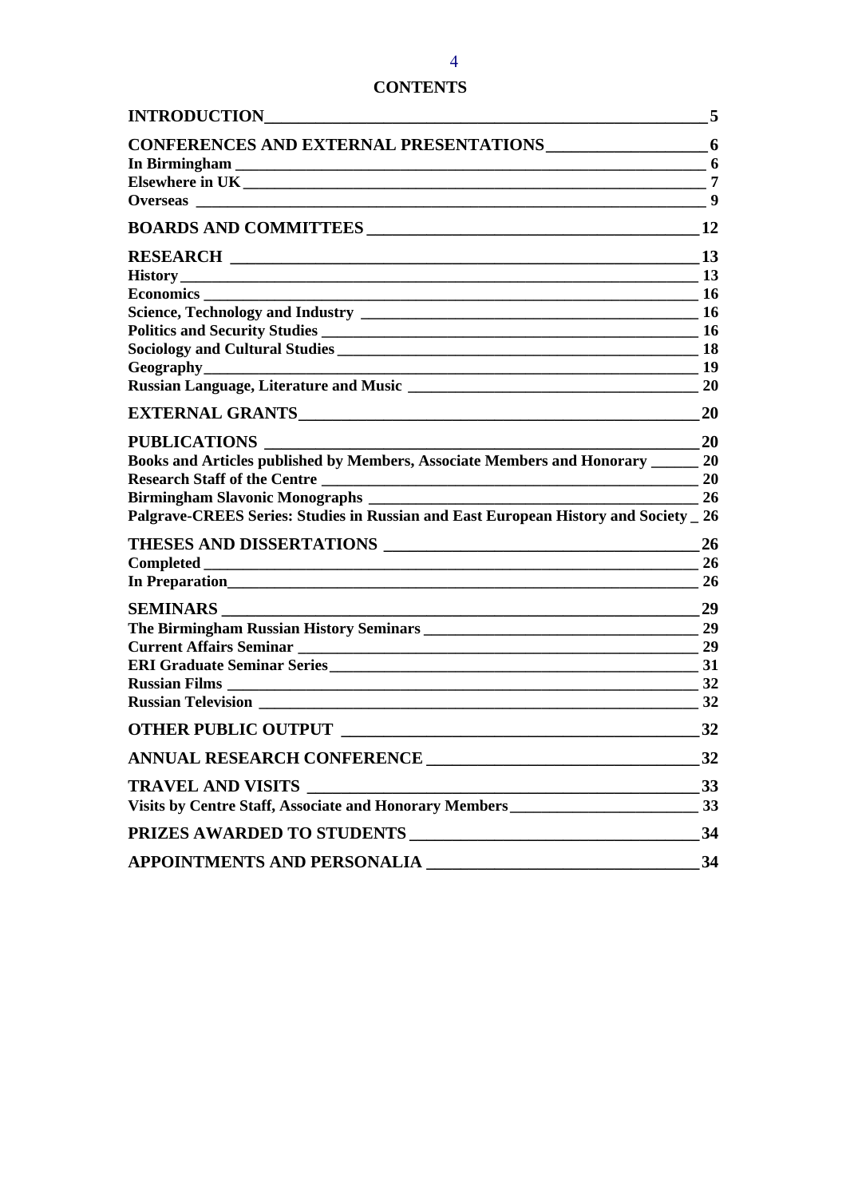# CONTENTS

**INTRODUCTION** 5

**CONFERENCES AND EXTERNAL PRESENTATIONS** 6
- In Birmingham 6
- Elsewhere in UK 7
- Overseas 9

**BOARDS AND COMMITTEES** 12

**RESEARCH** 13
- History 13
- Economics 16
- Science, Technology and Industry 16
- Politics and Security Studies 16
- Sociology and Cultural Studies 18
- Geography 19
- Russian Language, Literature and Music 20

**EXTERNAL GRANTS** 20

**PUBLICATIONS** 20
- Books and Articles published by Members, Associate Members and Honorary 20
- Research Staff of the Centre 20
- Birmingham Slavonic Monographs 26
- Palgrave-CREES Series: Studies in Russian and East European History and Society 26

**THESES AND DISSERTATIONS** 26
- Completed 26
- In Preparation 26

**SEMINARS** 29
- The Birmingham Russian History Seminars 29
- Current Affairs Seminar 29
- ERI Graduate Seminar Series 31
- Russian Films 32
- Russian Television 32

**OTHER PUBLIC OUTPUT** 32

**ANNUAL RESEARCH CONFERENCE** 32

**TRAVEL AND VISITS** 33
- Visits by Centre Staff, Associate and Honorary Members 33

**PRIZES AWARDED TO STUDENTS** 34

**APPOINTMENTS AND PERSONALIA** 34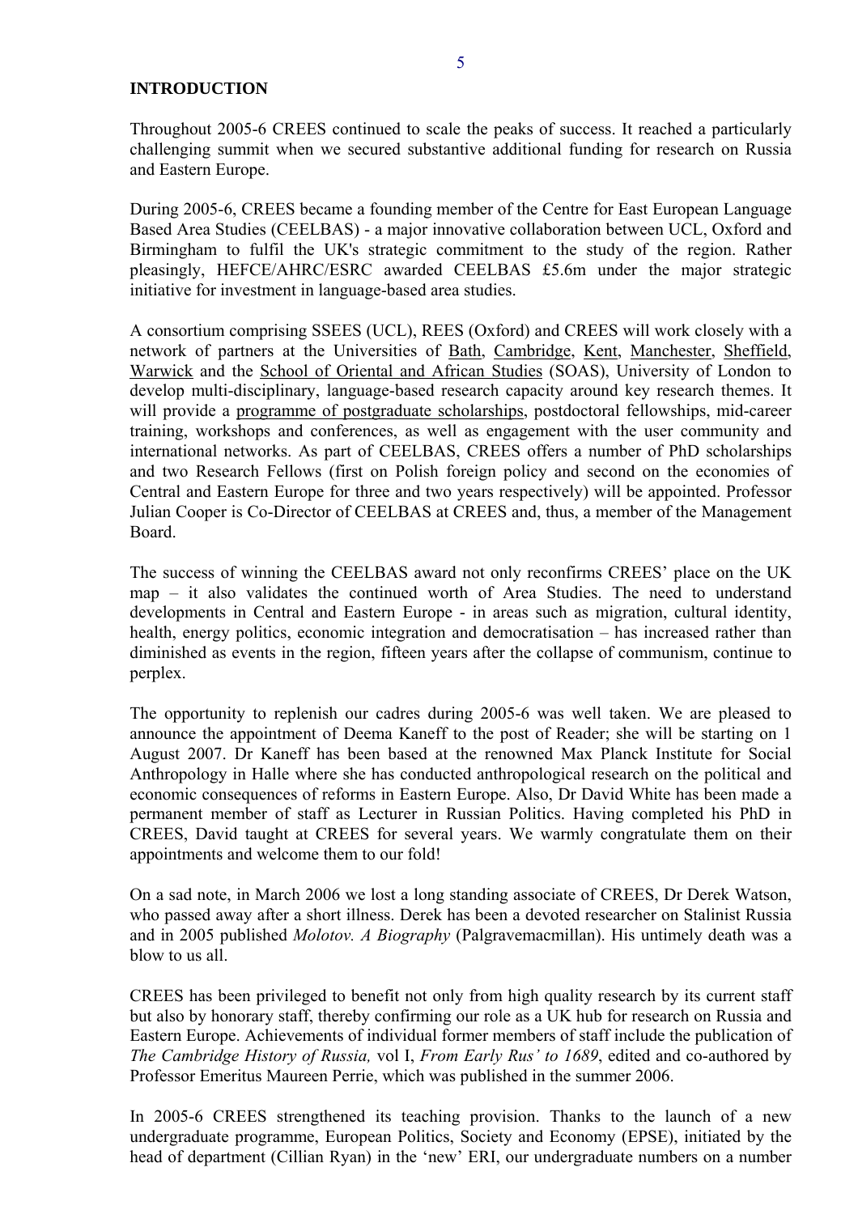# INTRODUCTION

Throughout 2005-6 CREES continued to scale the peaks of success. It reached a particularly challenging summit when we secured substantive additional funding for research on Russia and Eastern Europe.

During 2005-6, CREES became a founding member of the Centre for East European Language Based Area Studies (CEELBAS) - a major innovative collaboration between UCL, Oxford and Birmingham to fulfil the UK's strategic commitment to the study of the region. Rather pleasingly, HEFCE/AHRC/ESRC awarded CEELBAS £5.6m under the major strategic initiative for investment in language-based area studies.

A consortium comprising SSEES (UCL), REES (Oxford) and CREES will work closely with a network of partners at the Universities of Bath, Cambridge, Kent, Manchester, Sheffield, Warwick and the School of Oriental and African Studies (SOAS), University of London to develop multi-disciplinary, language-based research capacity around key research themes. It will provide a programme of postgraduate scholarships, postdoctoral fellowships, mid-career training, workshops and conferences, as well as engagement with the user community and international networks. As part of CEELBAS, CREES offers a number of PhD scholarships and two Research Fellows (first on Polish foreign policy and second on the economies of Central and Eastern Europe for three and two years respectively) will be appointed. Professor Julian Cooper is Co-Director of CEELBAS at CREES and, thus, a member of the Management Board.

The success of winning the CEELBAS award not only reconfirms CREES' place on the UK map – it also validates the continued worth of Area Studies. The need to understand developments in Central and Eastern Europe - in areas such as migration, cultural identity, health, energy politics, economic integration and democratisation – has increased rather than diminished as events in the region, fifteen years after the collapse of communism, continue to perplex.

The opportunity to replenish our cadres during 2005-6 was well taken. We are pleased to announce the appointment of Deema Kaneff to the post of Reader; she will be starting on 1 August 2007. Dr Kaneff has been based at the renowned Max Planck Institute for Social Anthropology in Halle where she has conducted anthropological research on the political and economic consequences of reforms in Eastern Europe. Also, Dr David White has been made a permanent member of staff as Lecturer in Russian Politics. Having completed his PhD in CREES, David taught at CREES for several years. We warmly congratulate them on their appointments and welcome them to our fold!

On a sad note, in March 2006 we lost a long standing associate of CREES, Dr Derek Watson, who passed away after a short illness. Derek has been a devoted researcher on Stalinist Russia and in 2005 published *Molotov. A Biography* (Palgravemacmillan). His untimely death was a blow to us all.

CREES has been privileged to benefit not only from high quality research by its current staff but also by honorary staff, thereby confirming our role as a UK hub for research on Russia and Eastern Europe. Achievements of individual former members of staff include the publication of *The Cambridge History of Russia,* vol I, *From Early Rus' to 1689*, edited and co-authored by Professor Emeritus Maureen Perrie, which was published in the summer 2006.

In 2005-6 CREES strengthened its teaching provision. Thanks to the launch of a new undergraduate programme, European Politics, Society and Economy (EPSE), initiated by the head of department (Cillian Ryan) in the 'new' ERI, our undergraduate numbers on a number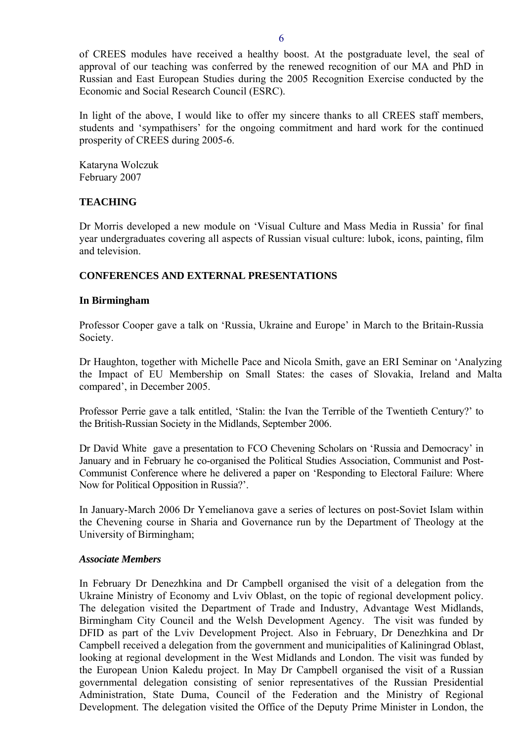of CREES modules have received a healthy boost. At the postgraduate level, the seal of approval of our teaching was conferred by the renewed recognition of our MA and PhD in Russian and East European Studies during the 2005 Recognition Exercise conducted by the Economic and Social Research Council (ESRC).

In light of the above, I would like to offer my sincere thanks to all CREES staff members, students and 'sympathisers' for the ongoing commitment and hard work for the continued prosperity of CREES during 2005-6.

Kataryna Wolczuk  
February 2007

## TEACHING

Dr Morris developed a new module on 'Visual Culture and Mass Media in Russia' for final year undergraduates covering all aspects of Russian visual culture: lubok, icons, painting, film and television.

## CONFERENCES AND EXTERNAL PRESENTATIONS

### In Birmingham

Professor Cooper gave a talk on 'Russia, Ukraine and Europe' in March to the Britain-Russia Society.

Dr Haughton, together with Michelle Pace and Nicola Smith, gave an ERI Seminar on 'Analyzing the Impact of EU Membership on Small States: the cases of Slovakia, Ireland and Malta compared', in December 2005.

Professor Perrie gave a talk entitled, 'Stalin: the Ivan the Terrible of the Twentieth Century?' to the British-Russian Society in the Midlands, September 2006.

Dr David White gave a presentation to FCO Chevening Scholars on 'Russia and Democracy' in January and in February he co-organised the Political Studies Association, Communist and Post-Communist Conference where he delivered a paper on 'Responding to Electoral Failure: Where Now for Political Opposition in Russia?'.

In January-March 2006 Dr Yemelianova gave a series of lectures on post-Soviet Islam within the Chevening course in Sharia and Governance run by the Department of Theology at the University of Birmingham;

### *Associate Members*

In February Dr Denezhkina and Dr Campbell organised the visit of a delegation from the Ukraine Ministry of Economy and Lviv Oblast, on the topic of regional development policy. The delegation visited the Department of Trade and Industry, Advantage West Midlands, Birmingham City Council and the Welsh Development Agency. The visit was funded by DFID as part of the Lviv Development Project. Also in February, Dr Denezhkina and Dr Campbell received a delegation from the government and municipalities of Kaliningrad Oblast, looking at regional development in the West Midlands and London. The visit was funded by the European Union Kaledu project. In May Dr Campbell organised the visit of a Russian governmental delegation consisting of senior representatives of the Russian Presidential Administration, State Duma, Council of the Federation and the Ministry of Regional Development. The delegation visited the Office of the Deputy Prime Minister in London, the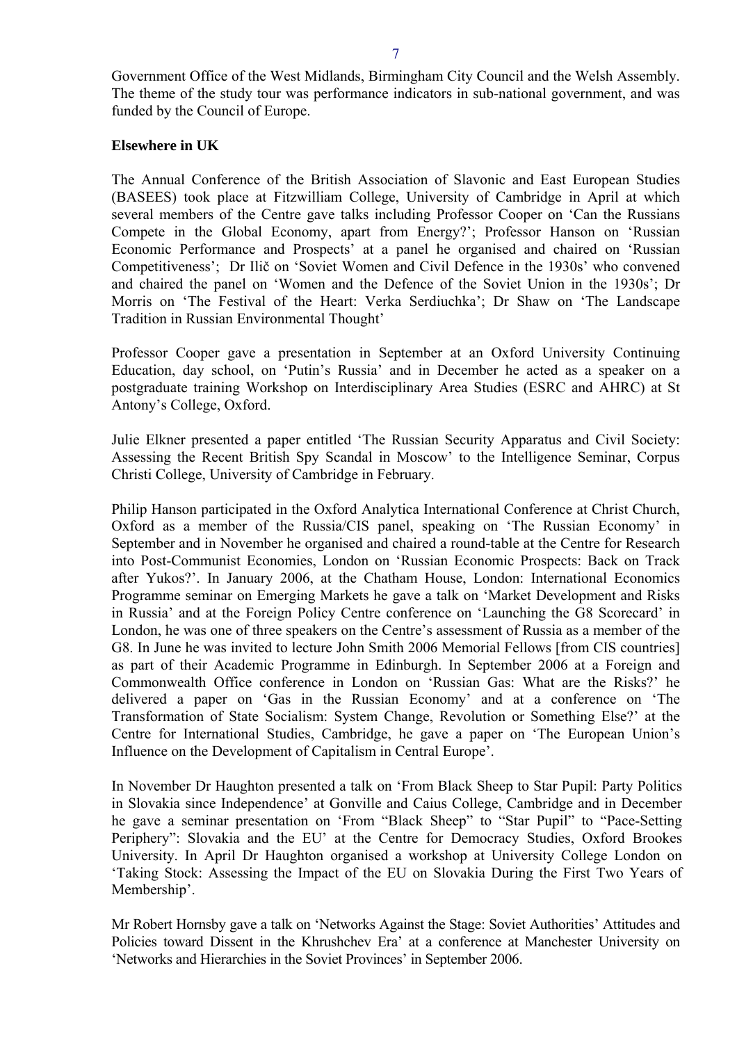Government Office of the West Midlands, Birmingham City Council and the Welsh Assembly. The theme of the study tour was performance indicators in sub-national government, and was funded by the Council of Europe.

**Elsewhere in UK**

The Annual Conference of the British Association of Slavonic and East European Studies (BASEES) took place at Fitzwilliam College, University of Cambridge in April at which several members of the Centre gave talks including Professor Cooper on 'Can the Russians Compete in the Global Economy, apart from Energy?'; Professor Hanson on 'Russian Economic Performance and Prospects' at a panel he organised and chaired on 'Russian Competitiveness'; Dr Ilič on 'Soviet Women and Civil Defence in the 1930s' who convened and chaired the panel on 'Women and the Defence of the Soviet Union in the 1930s'; Dr Morris on 'The Festival of the Heart: Verka Serdiuchka'; Dr Shaw on 'The Landscape Tradition in Russian Environmental Thought'

Professor Cooper gave a presentation in September at an Oxford University Continuing Education, day school, on 'Putin's Russia' and in December he acted as a speaker on a postgraduate training Workshop on Interdisciplinary Area Studies (ESRC and AHRC) at St Antony's College, Oxford.

Julie Elkner presented a paper entitled 'The Russian Security Apparatus and Civil Society: Assessing the Recent British Spy Scandal in Moscow' to the Intelligence Seminar, Corpus Christi College, University of Cambridge in February.

Philip Hanson participated in the Oxford Analytica International Conference at Christ Church, Oxford as a member of the Russia/CIS panel, speaking on 'The Russian Economy' in September and in November he organised and chaired a round-table at the Centre for Research into Post-Communist Economies, London on 'Russian Economic Prospects: Back on Track after Yukos?'. In January 2006, at the Chatham House, London: International Economics Programme seminar on Emerging Markets he gave a talk on 'Market Development and Risks in Russia' and at the Foreign Policy Centre conference on 'Launching the G8 Scorecard' in London, he was one of three speakers on the Centre's assessment of Russia as a member of the G8. In June he was invited to lecture John Smith 2006 Memorial Fellows [from CIS countries] as part of their Academic Programme in Edinburgh. In September 2006 at a Foreign and Commonwealth Office conference in London on 'Russian Gas: What are the Risks?' he delivered a paper on 'Gas in the Russian Economy' and at a conference on 'The Transformation of State Socialism: System Change, Revolution or Something Else?' at the Centre for International Studies, Cambridge, he gave a paper on 'The European Union's Influence on the Development of Capitalism in Central Europe'.

In November Dr Haughton presented a talk on 'From Black Sheep to Star Pupil: Party Politics in Slovakia since Independence' at Gonville and Caius College, Cambridge and in December he gave a seminar presentation on 'From "Black Sheep" to "Star Pupil" to "Pace-Setting Periphery": Slovakia and the EU' at the Centre for Democracy Studies, Oxford Brookes University. In April Dr Haughton organised a workshop at University College London on 'Taking Stock: Assessing the Impact of the EU on Slovakia During the First Two Years of Membership'.

Mr Robert Hornsby gave a talk on 'Networks Against the Stage: Soviet Authorities' Attitudes and Policies toward Dissent in the Khrushchev Era' at a conference at Manchester University on 'Networks and Hierarchies in the Soviet Provinces' in September 2006.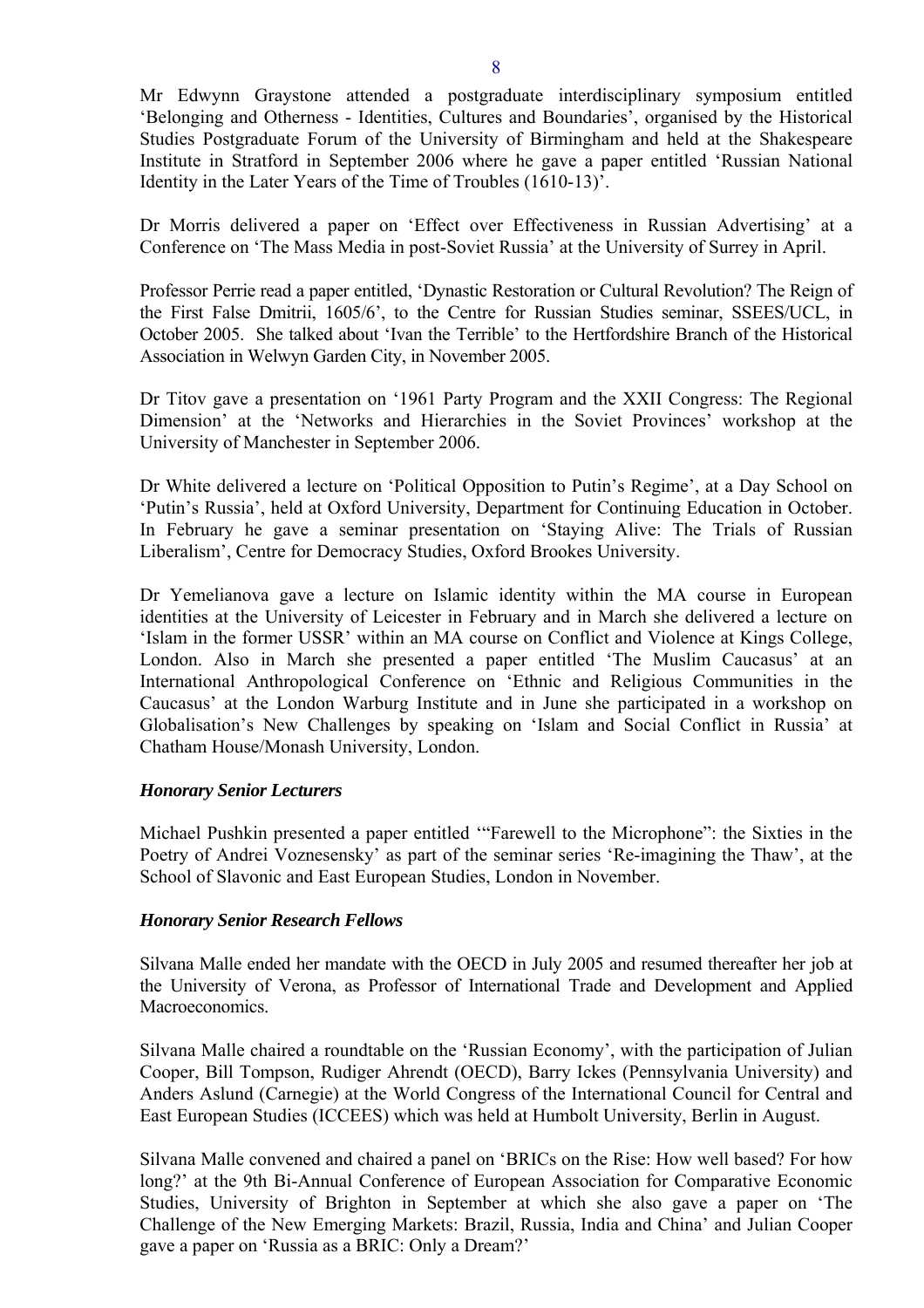Mr Edwynn Graystone attended a postgraduate interdisciplinary symposium entitled 'Belonging and Otherness - Identities, Cultures and Boundaries', organised by the Historical Studies Postgraduate Forum of the University of Birmingham and held at the Shakespeare Institute in Stratford in September 2006 where he gave a paper entitled 'Russian National Identity in the Later Years of the Time of Troubles (1610-13)'.

Dr Morris delivered a paper on 'Effect over Effectiveness in Russian Advertising' at a Conference on 'The Mass Media in post-Soviet Russia' at the University of Surrey in April.

Professor Perrie read a paper entitled, 'Dynastic Restoration or Cultural Revolution? The Reign of the First False Dmitrii, 1605/6', to the Centre for Russian Studies seminar, SSEES/UCL, in October 2005. She talked about 'Ivan the Terrible' to the Hertfordshire Branch of the Historical Association in Welwyn Garden City, in November 2005.

Dr Titov gave a presentation on '1961 Party Program and the XXII Congress: The Regional Dimension' at the 'Networks and Hierarchies in the Soviet Provinces' workshop at the University of Manchester in September 2006.

Dr White delivered a lecture on 'Political Opposition to Putin's Regime', at a Day School on 'Putin's Russia', held at Oxford University, Department for Continuing Education in October. In February he gave a seminar presentation on 'Staying Alive: The Trials of Russian Liberalism', Centre for Democracy Studies, Oxford Brookes University.

Dr Yemelianova gave a lecture on Islamic identity within the MA course in European identities at the University of Leicester in February and in March she delivered a lecture on 'Islam in the former USSR' within an MA course on Conflict and Violence at Kings College, London. Also in March she presented a paper entitled 'The Muslim Caucasus' at an International Anthropological Conference on 'Ethnic and Religious Communities in the Caucasus' at the London Warburg Institute and in June she participated in a workshop on Globalisation's New Challenges by speaking on 'Islam and Social Conflict in Russia' at Chatham House/Monash University, London.

***Honorary Senior Lecturers***

Michael Pushkin presented a paper entitled '"Farewell to the Microphone": the Sixties in the Poetry of Andrei Voznesensky' as part of the seminar series 'Re-imagining the Thaw', at the School of Slavonic and East European Studies, London in November.

***Honorary Senior Research Fellows***

Silvana Malle ended her mandate with the OECD in July 2005 and resumed thereafter her job at the University of Verona, as Professor of International Trade and Development and Applied Macroeconomics.

Silvana Malle chaired a roundtable on the 'Russian Economy', with the participation of Julian Cooper, Bill Tompson, Rudiger Ahrendt (OECD), Barry Ickes (Pennsylvania University) and Anders Aslund (Carnegie) at the World Congress of the International Council for Central and East European Studies (ICCEES) which was held at Humbolt University, Berlin in August.

Silvana Malle convened and chaired a panel on 'BRICs on the Rise: How well based? For how long?' at the 9th Bi-Annual Conference of European Association for Comparative Economic Studies, University of Brighton in September at which she also gave a paper on 'The Challenge of the New Emerging Markets: Brazil, Russia, India and China' and Julian Cooper gave a paper on 'Russia as a BRIC: Only a Dream?'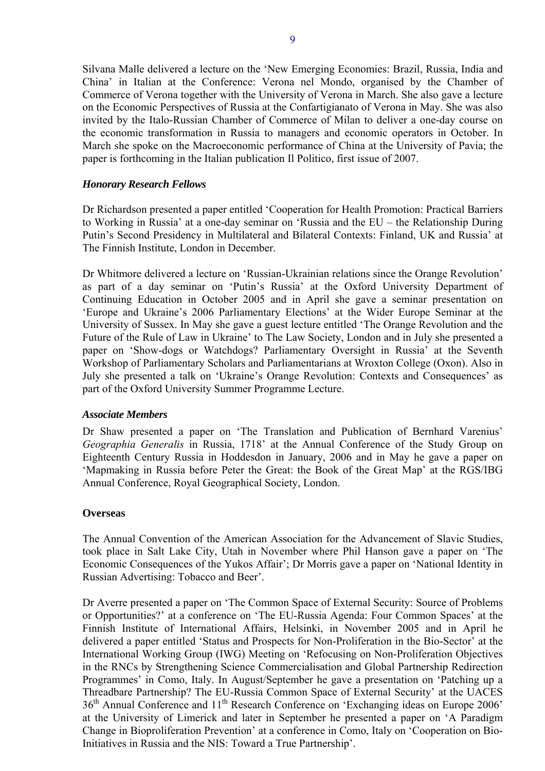Silvana Malle delivered a lecture on the 'New Emerging Economies: Brazil, Russia, India and China' in Italian at the Conference: Verona nel Mondo, organised by the Chamber of Commerce of Verona together with the University of Verona in March. She also gave a lecture on the Economic Perspectives of Russia at the Confartigianato of Verona in May. She was also invited by the Italo-Russian Chamber of Commerce of Milan to deliver a one-day course on the economic transformation in Russia to managers and economic operators in October. In March she spoke on the Macroeconomic performance of China at the University of Pavia; the paper is forthcoming in the Italian publication Il Politico, first issue of 2007.

***Honorary Research Fellows***

Dr Richardson presented a paper entitled 'Cooperation for Health Promotion: Practical Barriers to Working in Russia' at a one-day seminar on 'Russia and the EU – the Relationship During Putin's Second Presidency in Multilateral and Bilateral Contexts: Finland, UK and Russia' at The Finnish Institute, London in December.

Dr Whitmore delivered a lecture on 'Russian-Ukrainian relations since the Orange Revolution' as part of a day seminar on 'Putin's Russia' at the Oxford University Department of Continuing Education in October 2005 and in April she gave a seminar presentation on 'Europe and Ukraine's 2006 Parliamentary Elections' at the Wider Europe Seminar at the University of Sussex. In May she gave a guest lecture entitled 'The Orange Revolution and the Future of the Rule of Law in Ukraine' to The Law Society, London and in July she presented a paper on 'Show-dogs or Watchdogs? Parliamentary Oversight in Russia' at the Seventh Workshop of Parliamentary Scholars and Parliamentarians at Wroxton College (Oxon). Also in July she presented a talk on 'Ukraine's Orange Revolution: Contexts and Consequences' as part of the Oxford University Summer Programme Lecture.

***Associate Members***

Dr Shaw presented a paper on 'The Translation and Publication of Bernhard Varenius' *Geographia Generalis* in Russia, 1718' at the Annual Conference of the Study Group on Eighteenth Century Russia in Hoddesdon in January, 2006 and in May he gave a paper on 'Mapmaking in Russia before Peter the Great: the Book of the Great Map' at the RGS/IBG Annual Conference, Royal Geographical Society, London.

**Overseas**

The Annual Convention of the American Association for the Advancement of Slavic Studies, took place in Salt Lake City, Utah in November where Phil Hanson gave a paper on 'The Economic Consequences of the Yukos Affair'; Dr Morris gave a paper on 'National Identity in Russian Advertising: Tobacco and Beer'.

Dr Averre presented a paper on 'The Common Space of External Security: Source of Problems or Opportunities?' at a conference on 'The EU-Russia Agenda: Four Common Spaces' at the Finnish Institute of International Affairs, Helsinki, in November 2005 and in April he delivered a paper entitled 'Status and Prospects for Non-Proliferation in the Bio-Sector' at the International Working Group (IWG) Meeting on 'Refocusing on Non-Proliferation Objectives in the RNCs by Strengthening Science Commercialisation and Global Partnership Redirection Programmes' in Como, Italy. In August/September he gave a presentation on 'Patching up a Threadbare Partnership? The EU-Russia Common Space of External Security' at the UACES 36th Annual Conference and 11th Research Conference on 'Exchanging ideas on Europe 2006' at the University of Limerick and later in September he presented a paper on 'A Paradigm Change in Bioproliferation Prevention' at a conference in Como, Italy on 'Cooperation on Bio-Initiatives in Russia and the NIS: Toward a True Partnership'.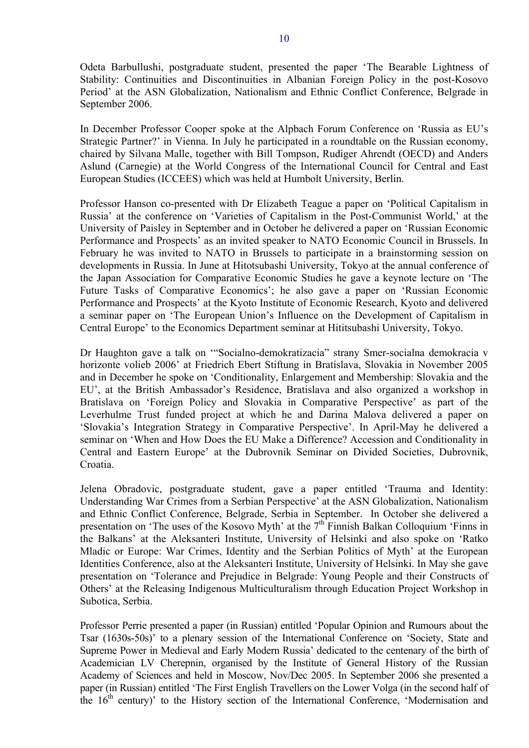Odeta Barbullushi, postgraduate student, presented the paper 'The Bearable Lightness of Stability: Continuities and Discontinuities in Albanian Foreign Policy in the post-Kosovo Period' at the ASN Globalization, Nationalism and Ethnic Conflict Conference, Belgrade in September 2006.

In December Professor Cooper spoke at the Alpbach Forum Conference on 'Russia as EU's Strategic Partner?' in Vienna. In July he participated in a roundtable on the Russian economy, chaired by Silvana Malle, together with Bill Tompson, Rudiger Ahrendt (OECD) and Anders Aslund (Carnegie) at the World Congress of the International Council for Central and East European Studies (ICCEES) which was held at Humbolt University, Berlin.

Professor Hanson co-presented with Dr Elizabeth Teague a paper on 'Political Capitalism in Russia' at the conference on 'Varieties of Capitalism in the Post-Communist World,' at the University of Paisley in September and in October he delivered a paper on 'Russian Economic Performance and Prospects' as an invited speaker to NATO Economic Council in Brussels. In February he was invited to NATO in Brussels to participate in a brainstorming session on developments in Russia. In June at Hitotsubashi University, Tokyo at the annual conference of the Japan Association for Comparative Economic Studies he gave a keynote lecture on 'The Future Tasks of Comparative Economics'; he also gave a paper on 'Russian Economic Performance and Prospects' at the Kyoto Institute of Economic Research, Kyoto and delivered a seminar paper on 'The European Union's Influence on the Development of Capitalism in Central Europe' to the Economics Department seminar at Hititsubashi University, Tokyo.

Dr Haughton gave a talk on '"Socialno-demokratizacia" strany Smer-socialna demokracia v horizonte volieb 2006' at Friedrich Ebert Stiftung in Bratislava, Slovakia in November 2005 and in December he spoke on 'Conditionality, Enlargement and Membership: Slovakia and the EU', at the British Ambassador's Residence, Bratislava and also organized a workshop in Bratislava on 'Foreign Policy and Slovakia in Comparative Perspective' as part of the Leverhulme Trust funded project at which he and Darina Malova delivered a paper on 'Slovakia's Integration Strategy in Comparative Perspective'. In April-May he delivered a seminar on 'When and How Does the EU Make a Difference? Accession and Conditionality in Central and Eastern Europe' at the Dubrovnik Seminar on Divided Societies, Dubrovnik, Croatia.

Jelena Obradovic, postgraduate student, gave a paper entitled 'Trauma and Identity: Understanding War Crimes from a Serbian Perspective' at the ASN Globalization, Nationalism and Ethnic Conflict Conference, Belgrade, Serbia in September. In October she delivered a presentation on 'The uses of the Kosovo Myth' at the 7th Finnish Balkan Colloquium 'Finns in the Balkans' at the Aleksanteri Institute, University of Helsinki and also spoke on 'Ratko Mladic or Europe: War Crimes, Identity and the Serbian Politics of Myth' at the European Identities Conference, also at the Aleksanteri Institute, University of Helsinki. In May she gave presentation on 'Tolerance and Prejudice in Belgrade: Young People and their Constructs of Others' at the Releasing Indigenous Multiculturalism through Education Project Workshop in Subotica, Serbia.

Professor Perrie presented a paper (in Russian) entitled 'Popular Opinion and Rumours about the Tsar (1630s-50s)' to a plenary session of the International Conference on 'Society, State and Supreme Power in Medieval and Early Modern Russia' dedicated to the centenary of the birth of Academician LV Cherepnin, organised by the Institute of General History of the Russian Academy of Sciences and held in Moscow, Nov/Dec 2005. In September 2006 she presented a paper (in Russian) entitled 'The First English Travellers on the Lower Volga (in the second half of the 16th century)' to the History section of the International Conference, 'Modernisation and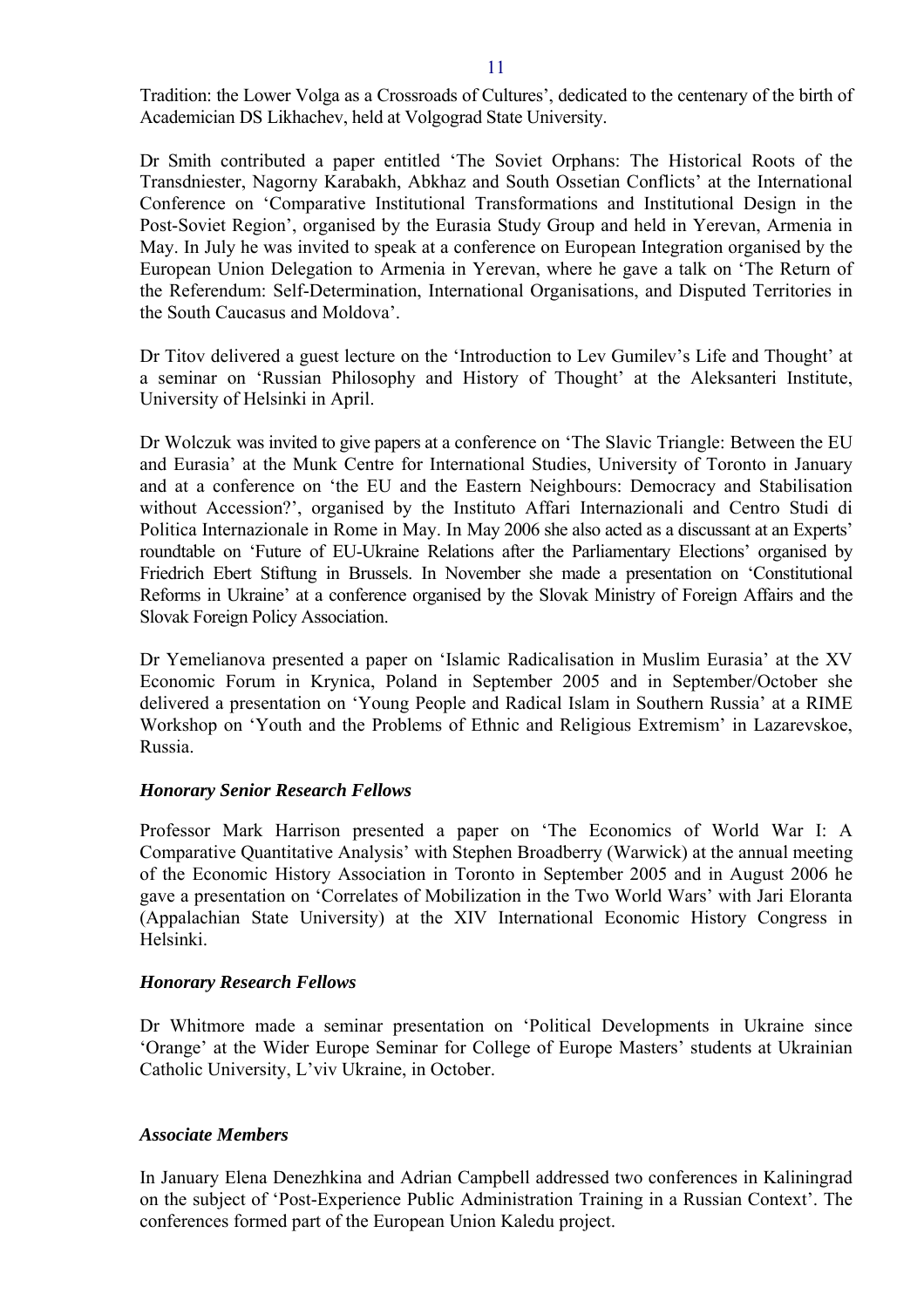Tradition: the Lower Volga as a Crossroads of Cultures', dedicated to the centenary of the birth of Academician DS Likhachev, held at Volgograd State University.

Dr Smith contributed a paper entitled 'The Soviet Orphans: The Historical Roots of the Transdniester, Nagorny Karabakh, Abkhaz and South Ossetian Conflicts' at the International Conference on 'Comparative Institutional Transformations and Institutional Design in the Post-Soviet Region', organised by the Eurasia Study Group and held in Yerevan, Armenia in May. In July he was invited to speak at a conference on European Integration organised by the European Union Delegation to Armenia in Yerevan, where he gave a talk on 'The Return of the Referendum: Self-Determination, International Organisations, and Disputed Territories in the South Caucasus and Moldova'.

Dr Titov delivered a guest lecture on the 'Introduction to Lev Gumilev's Life and Thought' at a seminar on 'Russian Philosophy and History of Thought' at the Aleksanteri Institute, University of Helsinki in April.

Dr Wolczuk was invited to give papers at a conference on 'The Slavic Triangle: Between the EU and Eurasia' at the Munk Centre for International Studies, University of Toronto in January and at a conference on 'the EU and the Eastern Neighbours: Democracy and Stabilisation without Accession?', organised by the Instituto Affari Internazionali and Centro Studi di Politica Internazionale in Rome in May. In May 2006 she also acted as a discussant at an Experts' roundtable on 'Future of EU-Ukraine Relations after the Parliamentary Elections' organised by Friedrich Ebert Stiftung in Brussels. In November she made a presentation on 'Constitutional Reforms in Ukraine' at a conference organised by the Slovak Ministry of Foreign Affairs and the Slovak Foreign Policy Association.

Dr Yemelianova presented a paper on 'Islamic Radicalisation in Muslim Eurasia' at the XV Economic Forum in Krynica, Poland in September 2005 and in September/October she delivered a presentation on 'Young People and Radical Islam in Southern Russia' at a RIME Workshop on 'Youth and the Problems of Ethnic and Religious Extremism' in Lazarevskoe, Russia.

***Honorary Senior Research Fellows***

Professor Mark Harrison presented a paper on 'The Economics of World War I: A Comparative Quantitative Analysis' with Stephen Broadberry (Warwick) at the annual meeting of the Economic History Association in Toronto in September 2005 and in August 2006 he gave a presentation on 'Correlates of Mobilization in the Two World Wars' with Jari Eloranta (Appalachian State University) at the XIV International Economic History Congress in Helsinki.

***Honorary Research Fellows***

Dr Whitmore made a seminar presentation on 'Political Developments in Ukraine since 'Orange' at the Wider Europe Seminar for College of Europe Masters' students at Ukrainian Catholic University, L'viv Ukraine, in October.

***Associate Members***

In January Elena Denezhkina and Adrian Campbell addressed two conferences in Kaliningrad on the subject of 'Post-Experience Public Administration Training in a Russian Context'. The conferences formed part of the European Union Kaledu project.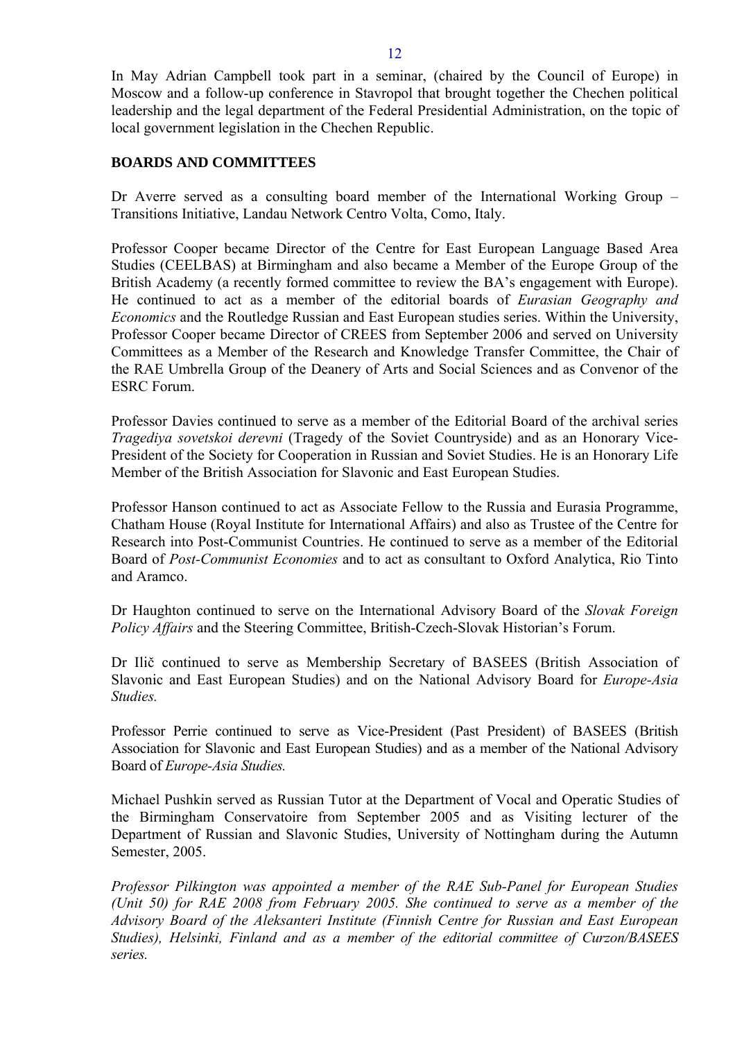In May Adrian Campbell took part in a seminar, (chaired by the Council of Europe) in Moscow and a follow-up conference in Stavropol that brought together the Chechen political leadership and the legal department of the Federal Presidential Administration, on the topic of local government legislation in the Chechen Republic.

## BOARDS AND COMMITTEES

Dr Averre served as a consulting board member of the International Working Group – Transitions Initiative, Landau Network Centro Volta, Como, Italy.

Professor Cooper became Director of the Centre for East European Language Based Area Studies (CEELBAS) at Birmingham and also became a Member of the Europe Group of the British Academy (a recently formed committee to review the BA's engagement with Europe). He continued to act as a member of the editorial boards of *Eurasian Geography and Economics* and the Routledge Russian and East European studies series. Within the University, Professor Cooper became Director of CREES from September 2006 and served on University Committees as a Member of the Research and Knowledge Transfer Committee, the Chair of the RAE Umbrella Group of the Deanery of Arts and Social Sciences and as Convenor of the ESRC Forum.

Professor Davies continued to serve as a member of the Editorial Board of the archival series *Tragediya sovetskoi derevni* (Tragedy of the Soviet Countryside) and as an Honorary Vice-President of the Society for Cooperation in Russian and Soviet Studies. He is an Honorary Life Member of the British Association for Slavonic and East European Studies.

Professor Hanson continued to act as Associate Fellow to the Russia and Eurasia Programme, Chatham House (Royal Institute for International Affairs) and also as Trustee of the Centre for Research into Post-Communist Countries. He continued to serve as a member of the Editorial Board of *Post-Communist Economies* and to act as consultant to Oxford Analytica, Rio Tinto and Aramco.

Dr Haughton continued to serve on the International Advisory Board of the *Slovak Foreign Policy Affairs* and the Steering Committee, British-Czech-Slovak Historian's Forum.

Dr Ilič continued to serve as Membership Secretary of BASEES (British Association of Slavonic and East European Studies) and on the National Advisory Board for *Europe-Asia Studies.*

Professor Perrie continued to serve as Vice-President (Past President) of BASEES (British Association for Slavonic and East European Studies) and as a member of the National Advisory Board of *Europe-Asia Studies.*

Michael Pushkin served as Russian Tutor at the Department of Vocal and Operatic Studies of the Birmingham Conservatoire from September 2005 and as Visiting lecturer of the Department of Russian and Slavonic Studies, University of Nottingham during the Autumn Semester, 2005.

*Professor Pilkington was appointed a member of the RAE Sub-Panel for European Studies (Unit 50) for RAE 2008 from February 2005. She continued to serve as a member of the Advisory Board of the Aleksanteri Institute (Finnish Centre for Russian and East European Studies), Helsinki, Finland and as a member of the editorial committee of Curzon/BASEES series.*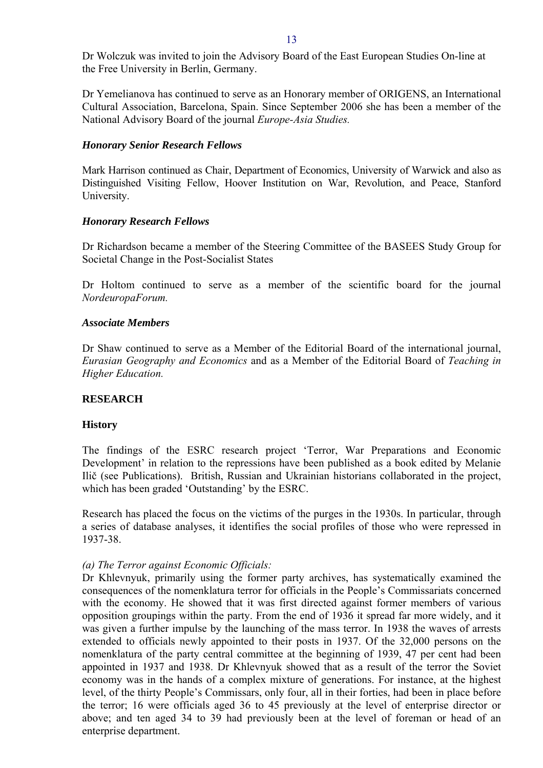Dr Wolczuk was invited to join the Advisory Board of the East European Studies On-line at the Free University in Berlin, Germany.

Dr Yemelianova has continued to serve as an Honorary member of ORIGENS, an International Cultural Association, Barcelona, Spain. Since September 2006 she has been a member of the National Advisory Board of the journal *Europe-Asia Studies.*

***Honorary Senior Research Fellows***

Mark Harrison continued as Chair, Department of Economics, University of Warwick and also as Distinguished Visiting Fellow, Hoover Institution on War, Revolution, and Peace, Stanford University.

***Honorary Research Fellows***

Dr Richardson became a member of the Steering Committee of the BASEES Study Group for Societal Change in the Post-Socialist States

Dr Holtom continued to serve as a member of the scientific board for the journal *NordeuropaForum.*

***Associate Members***

Dr Shaw continued to serve as a Member of the Editorial Board of the international journal, *Eurasian Geography and Economics* and as a Member of the Editorial Board of *Teaching in Higher Education.*

**RESEARCH**

**History**

The findings of the ESRC research project 'Terror, War Preparations and Economic Development' in relation to the repressions have been published as a book edited by Melanie Ilič (see Publications). British, Russian and Ukrainian historians collaborated in the project, which has been graded 'Outstanding' by the ESRC.

Research has placed the focus on the victims of the purges in the 1930s. In particular, through a series of database analyses, it identifies the social profiles of those who were repressed in 1937-38.

*(a) The Terror against Economic Officials:*
Dr Khlevnyuk, primarily using the former party archives, has systematically examined the consequences of the nomenklatura terror for officials in the People's Commissariats concerned with the economy. He showed that it was first directed against former members of various opposition groupings within the party. From the end of 1936 it spread far more widely, and it was given a further impulse by the launching of the mass terror. In 1938 the waves of arrests extended to officials newly appointed to their posts in 1937. Of the 32,000 persons on the nomenklatura of the party central committee at the beginning of 1939, 47 per cent had been appointed in 1937 and 1938. Dr Khlevnyuk showed that as a result of the terror the Soviet economy was in the hands of a complex mixture of generations. For instance, at the highest level, of the thirty People's Commissars, only four, all in their forties, had been in place before the terror; 16 were officials aged 36 to 45 previously at the level of enterprise director or above; and ten aged 34 to 39 had previously been at the level of foreman or head of an enterprise department.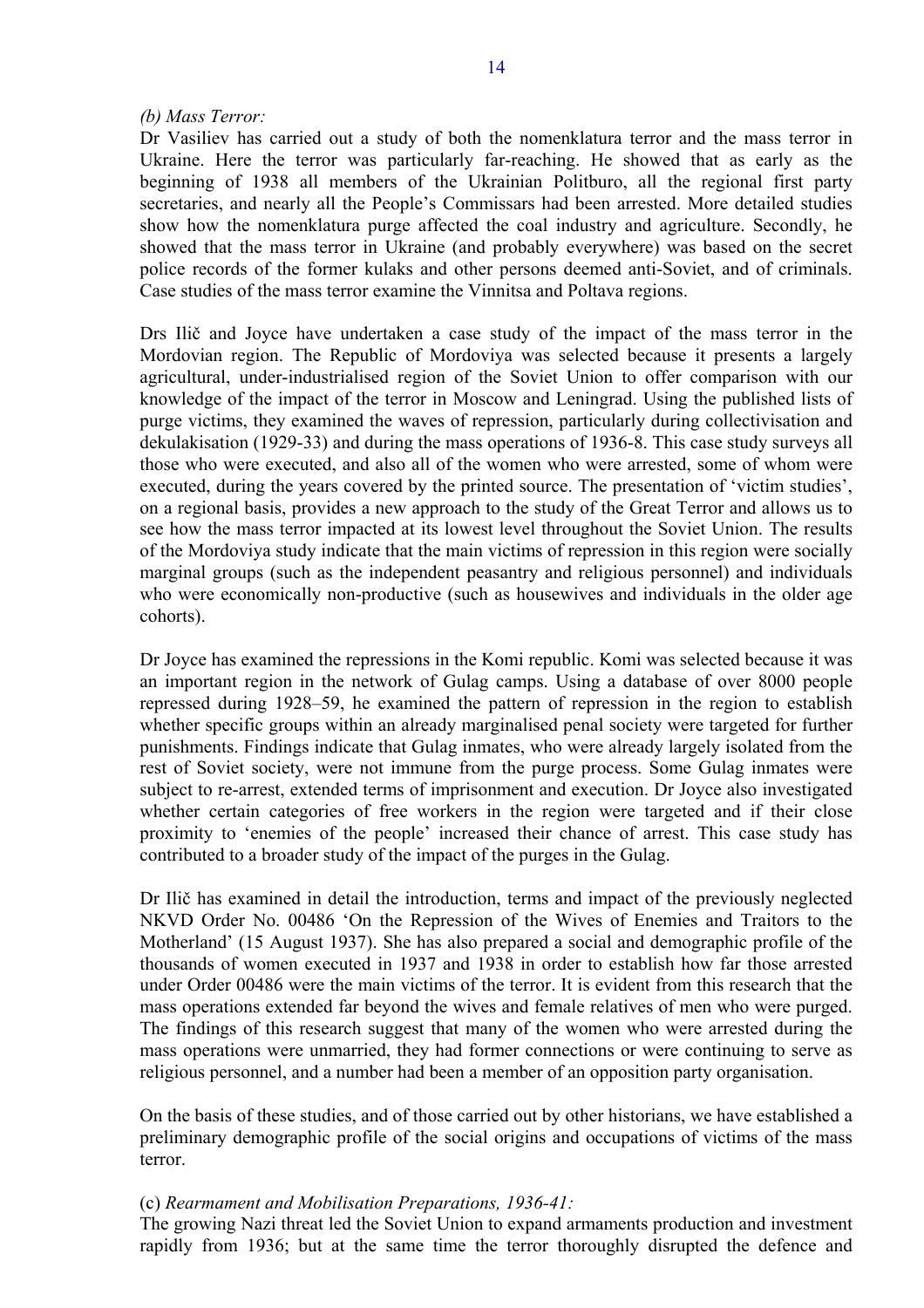*(b) Mass Terror:*

Dr Vasiliev has carried out a study of both the nomenklatura terror and the mass terror in Ukraine. Here the terror was particularly far-reaching. He showed that as early as the beginning of 1938 all members of the Ukrainian Politburo, all the regional first party secretaries, and nearly all the People's Commissars had been arrested. More detailed studies show how the nomenklatura purge affected the coal industry and agriculture. Secondly, he showed that the mass terror in Ukraine (and probably everywhere) was based on the secret police records of the former kulaks and other persons deemed anti-Soviet, and of criminals. Case studies of the mass terror examine the Vinnitsa and Poltava regions.

Drs Ilič and Joyce have undertaken a case study of the impact of the mass terror in the Mordovian region. The Republic of Mordoviya was selected because it presents a largely agricultural, under-industrialised region of the Soviet Union to offer comparison with our knowledge of the impact of the terror in Moscow and Leningrad. Using the published lists of purge victims, they examined the waves of repression, particularly during collectivisation and dekulakisation (1929-33) and during the mass operations of 1936-8. This case study surveys all those who were executed, and also all of the women who were arrested, some of whom were executed, during the years covered by the printed source. The presentation of 'victim studies', on a regional basis, provides a new approach to the study of the Great Terror and allows us to see how the mass terror impacted at its lowest level throughout the Soviet Union. The results of the Mordoviya study indicate that the main victims of repression in this region were socially marginal groups (such as the independent peasantry and religious personnel) and individuals who were economically non-productive (such as housewives and individuals in the older age cohorts).

Dr Joyce has examined the repressions in the Komi republic. Komi was selected because it was an important region in the network of Gulag camps. Using a database of over 8000 people repressed during 1928–59, he examined the pattern of repression in the region to establish whether specific groups within an already marginalised penal society were targeted for further punishments. Findings indicate that Gulag inmates, who were already largely isolated from the rest of Soviet society, were not immune from the purge process. Some Gulag inmates were subject to re-arrest, extended terms of imprisonment and execution. Dr Joyce also investigated whether certain categories of free workers in the region were targeted and if their close proximity to 'enemies of the people' increased their chance of arrest. This case study has contributed to a broader study of the impact of the purges in the Gulag.

Dr Ilič has examined in detail the introduction, terms and impact of the previously neglected NKVD Order No. 00486 'On the Repression of the Wives of Enemies and Traitors to the Motherland' (15 August 1937). She has also prepared a social and demographic profile of the thousands of women executed in 1937 and 1938 in order to establish how far those arrested under Order 00486 were the main victims of the terror. It is evident from this research that the mass operations extended far beyond the wives and female relatives of men who were purged. The findings of this research suggest that many of the women who were arrested during the mass operations were unmarried, they had former connections or were continuing to serve as religious personnel, and a number had been a member of an opposition party organisation.

On the basis of these studies, and of those carried out by other historians, we have established a preliminary demographic profile of the social origins and occupations of victims of the mass terror.

(c) *Rearmament and Mobilisation Preparations, 1936-41:*

The growing Nazi threat led the Soviet Union to expand armaments production and investment rapidly from 1936; but at the same time the terror thoroughly disrupted the defence and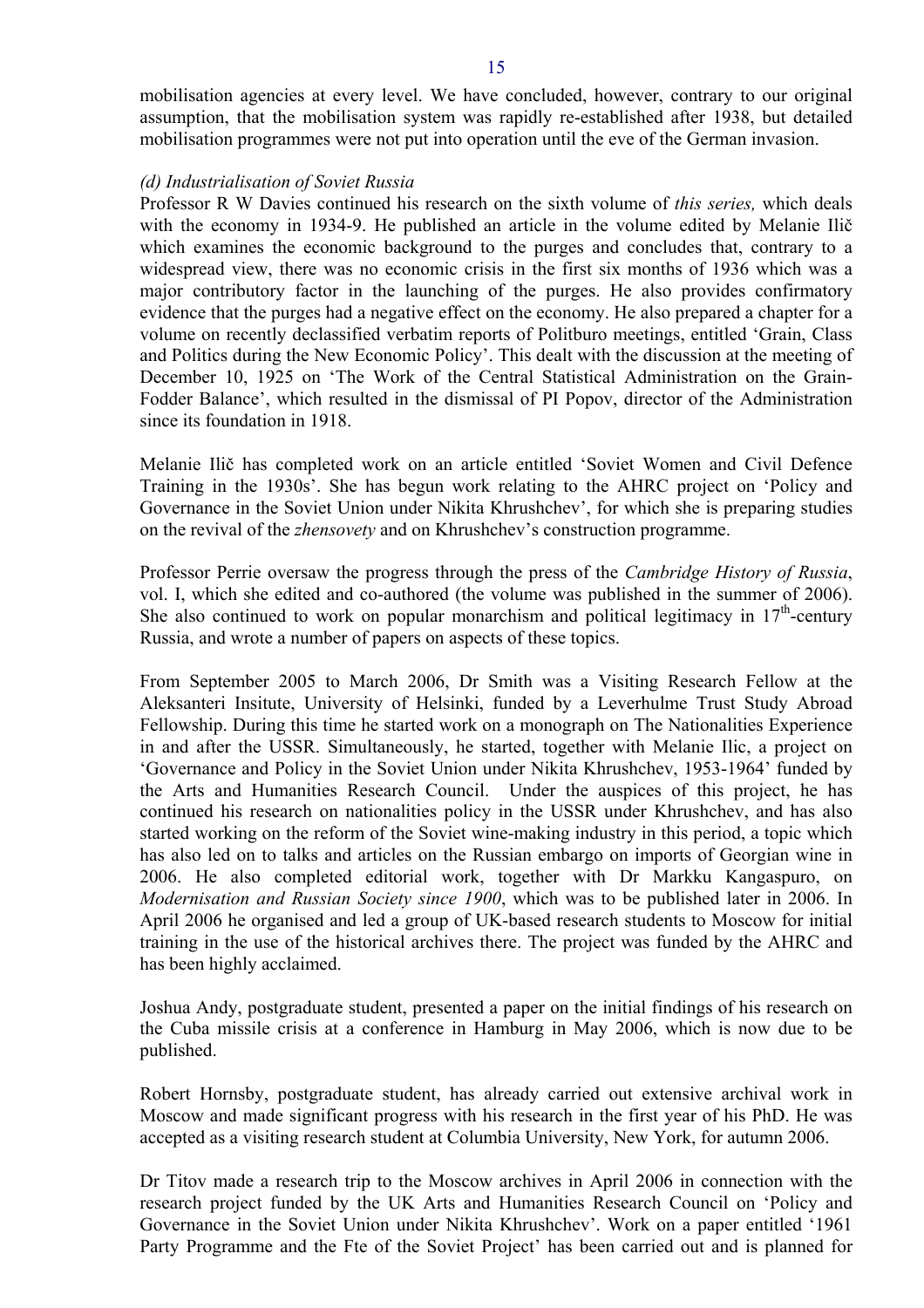mobilisation agencies at every level. We have concluded, however, contrary to our original assumption, that the mobilisation system was rapidly re-established after 1938, but detailed mobilisation programmes were not put into operation until the eve of the German invasion.

*(d) Industrialisation of Soviet Russia*

Professor R W Davies continued his research on the sixth volume of *this series,* which deals with the economy in 1934-9. He published an article in the volume edited by Melanie Ilič which examines the economic background to the purges and concludes that, contrary to a widespread view, there was no economic crisis in the first six months of 1936 which was a major contributory factor in the launching of the purges. He also provides confirmatory evidence that the purges had a negative effect on the economy. He also prepared a chapter for a volume on recently declassified verbatim reports of Politburo meetings, entitled 'Grain, Class and Politics during the New Economic Policy'. This dealt with the discussion at the meeting of December 10, 1925 on 'The Work of the Central Statistical Administration on the Grain-Fodder Balance', which resulted in the dismissal of PI Popov, director of the Administration since its foundation in 1918.

Melanie Ilič has completed work on an article entitled 'Soviet Women and Civil Defence Training in the 1930s'. She has begun work relating to the AHRC project on 'Policy and Governance in the Soviet Union under Nikita Khrushchev', for which she is preparing studies on the revival of the *zhensovety* and on Khrushchev's construction programme.

Professor Perrie oversaw the progress through the press of the *Cambridge History of Russia*, vol. I, which she edited and co-authored (the volume was published in the summer of 2006). She also continued to work on popular monarchism and political legitimacy in 17th-century Russia, and wrote a number of papers on aspects of these topics.

From September 2005 to March 2006, Dr Smith was a Visiting Research Fellow at the Aleksanteri Insitute, University of Helsinki, funded by a Leverhulme Trust Study Abroad Fellowship. During this time he started work on a monograph on The Nationalities Experience in and after the USSR. Simultaneously, he started, together with Melanie Ilic, a project on 'Governance and Policy in the Soviet Union under Nikita Khrushchev, 1953-1964' funded by the Arts and Humanities Research Council. Under the auspices of this project, he has continued his research on nationalities policy in the USSR under Khrushchev, and has also started working on the reform of the Soviet wine-making industry in this period, a topic which has also led on to talks and articles on the Russian embargo on imports of Georgian wine in 2006. He also completed editorial work, together with Dr Markku Kangaspuro, on *Modernisation and Russian Society since 1900*, which was to be published later in 2006. In April 2006 he organised and led a group of UK-based research students to Moscow for initial training in the use of the historical archives there. The project was funded by the AHRC and has been highly acclaimed.

Joshua Andy, postgraduate student, presented a paper on the initial findings of his research on the Cuba missile crisis at a conference in Hamburg in May 2006, which is now due to be published.

Robert Hornsby, postgraduate student, has already carried out extensive archival work in Moscow and made significant progress with his research in the first year of his PhD. He was accepted as a visiting research student at Columbia University, New York, for autumn 2006.

Dr Titov made a research trip to the Moscow archives in April 2006 in connection with the research project funded by the UK Arts and Humanities Research Council on 'Policy and Governance in the Soviet Union under Nikita Khrushchev'. Work on a paper entitled '1961 Party Programme and the Fte of the Soviet Project' has been carried out and is planned for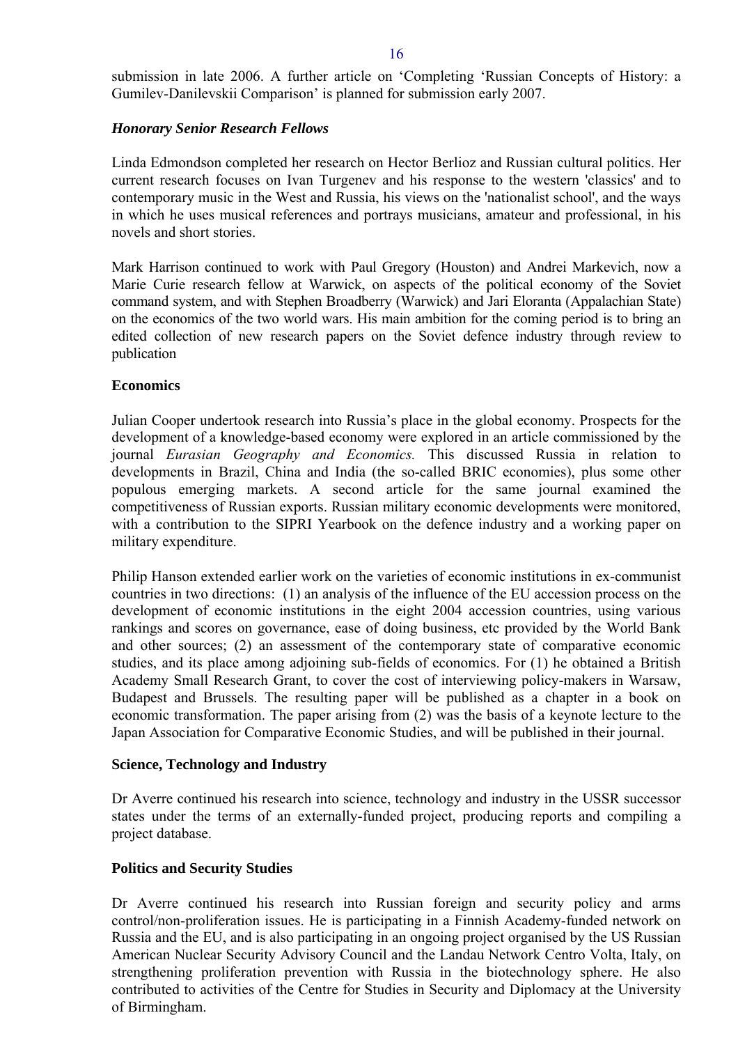submission in late 2006. A further article on 'Completing 'Russian Concepts of History: a Gumilev-Danilevskii Comparison' is planned for submission early 2007.

***Honorary Senior Research Fellows***

Linda Edmondson completed her research on Hector Berlioz and Russian cultural politics. Her current research focuses on Ivan Turgenev and his response to the western 'classics' and to contemporary music in the West and Russia, his views on the 'nationalist school', and the ways in which he uses musical references and portrays musicians, amateur and professional, in his novels and short stories.

Mark Harrison continued to work with Paul Gregory (Houston) and Andrei Markevich, now a Marie Curie research fellow at Warwick, on aspects of the political economy of the Soviet command system, and with Stephen Broadberry (Warwick) and Jari Eloranta (Appalachian State) on the economics of the two world wars. His main ambition for the coming period is to bring an edited collection of new research papers on the Soviet defence industry through review to publication

**Economics**

Julian Cooper undertook research into Russia's place in the global economy. Prospects for the development of a knowledge-based economy were explored in an article commissioned by the journal *Eurasian Geography and Economics.* This discussed Russia in relation to developments in Brazil, China and India (the so-called BRIC economies), plus some other populous emerging markets. A second article for the same journal examined the competitiveness of Russian exports. Russian military economic developments were monitored, with a contribution to the SIPRI Yearbook on the defence industry and a working paper on military expenditure.

Philip Hanson extended earlier work on the varieties of economic institutions in ex-communist countries in two directions: (1) an analysis of the influence of the EU accession process on the development of economic institutions in the eight 2004 accession countries, using various rankings and scores on governance, ease of doing business, etc provided by the World Bank and other sources; (2) an assessment of the contemporary state of comparative economic studies, and its place among adjoining sub-fields of economics. For (1) he obtained a British Academy Small Research Grant, to cover the cost of interviewing policy-makers in Warsaw, Budapest and Brussels. The resulting paper will be published as a chapter in a book on economic transformation. The paper arising from (2) was the basis of a keynote lecture to the Japan Association for Comparative Economic Studies, and will be published in their journal.

**Science, Technology and Industry**

Dr Averre continued his research into science, technology and industry in the USSR successor states under the terms of an externally-funded project, producing reports and compiling a project database.

**Politics and Security Studies**

Dr Averre continued his research into Russian foreign and security policy and arms control/non-proliferation issues. He is participating in a Finnish Academy-funded network on Russia and the EU, and is also participating in an ongoing project organised by the US Russian American Nuclear Security Advisory Council and the Landau Network Centro Volta, Italy, on strengthening proliferation prevention with Russia in the biotechnology sphere. He also contributed to activities of the Centre for Studies in Security and Diplomacy at the University of Birmingham.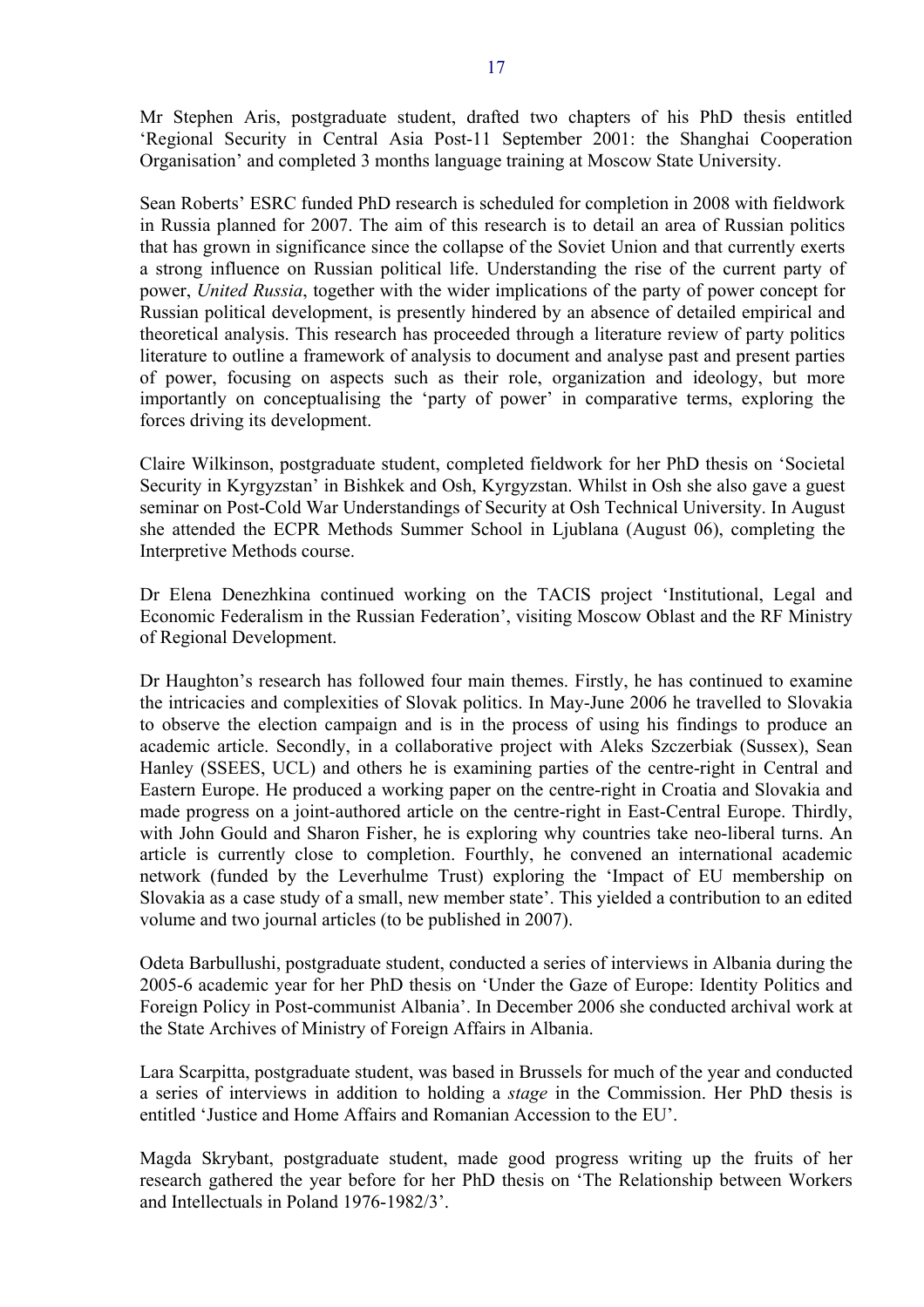Mr Stephen Aris, postgraduate student, drafted two chapters of his PhD thesis entitled 'Regional Security in Central Asia Post-11 September 2001: the Shanghai Cooperation Organisation' and completed 3 months language training at Moscow State University.

Sean Roberts' ESRC funded PhD research is scheduled for completion in 2008 with fieldwork in Russia planned for 2007. The aim of this research is to detail an area of Russian politics that has grown in significance since the collapse of the Soviet Union and that currently exerts a strong influence on Russian political life. Understanding the rise of the current party of power, *United Russia*, together with the wider implications of the party of power concept for Russian political development, is presently hindered by an absence of detailed empirical and theoretical analysis. This research has proceeded through a literature review of party politics literature to outline a framework of analysis to document and analyse past and present parties of power, focusing on aspects such as their role, organization and ideology, but more importantly on conceptualising the 'party of power' in comparative terms, exploring the forces driving its development.

Claire Wilkinson, postgraduate student, completed fieldwork for her PhD thesis on 'Societal Security in Kyrgyzstan' in Bishkek and Osh, Kyrgyzstan. Whilst in Osh she also gave a guest seminar on Post-Cold War Understandings of Security at Osh Technical University. In August she attended the ECPR Methods Summer School in Ljublana (August 06), completing the Interpretive Methods course.

Dr Elena Denezhkina continued working on the TACIS project 'Institutional, Legal and Economic Federalism in the Russian Federation', visiting Moscow Oblast and the RF Ministry of Regional Development.

Dr Haughton's research has followed four main themes. Firstly, he has continued to examine the intricacies and complexities of Slovak politics. In May-June 2006 he travelled to Slovakia to observe the election campaign and is in the process of using his findings to produce an academic article. Secondly, in a collaborative project with Aleks Szczerbiak (Sussex), Sean Hanley (SSEES, UCL) and others he is examining parties of the centre-right in Central and Eastern Europe. He produced a working paper on the centre-right in Croatia and Slovakia and made progress on a joint-authored article on the centre-right in East-Central Europe. Thirdly, with John Gould and Sharon Fisher, he is exploring why countries take neo-liberal turns. An article is currently close to completion. Fourthly, he convened an international academic network (funded by the Leverhulme Trust) exploring the 'Impact of EU membership on Slovakia as a case study of a small, new member state'. This yielded a contribution to an edited volume and two journal articles (to be published in 2007).

Odeta Barbullushi, postgraduate student, conducted a series of interviews in Albania during the 2005-6 academic year for her PhD thesis on 'Under the Gaze of Europe: Identity Politics and Foreign Policy in Post-communist Albania'. In December 2006 she conducted archival work at the State Archives of Ministry of Foreign Affairs in Albania.

Lara Scarpitta, postgraduate student, was based in Brussels for much of the year and conducted a series of interviews in addition to holding a *stage* in the Commission. Her PhD thesis is entitled 'Justice and Home Affairs and Romanian Accession to the EU'.

Magda Skrybant, postgraduate student, made good progress writing up the fruits of her research gathered the year before for her PhD thesis on 'The Relationship between Workers and Intellectuals in Poland 1976-1982/3'.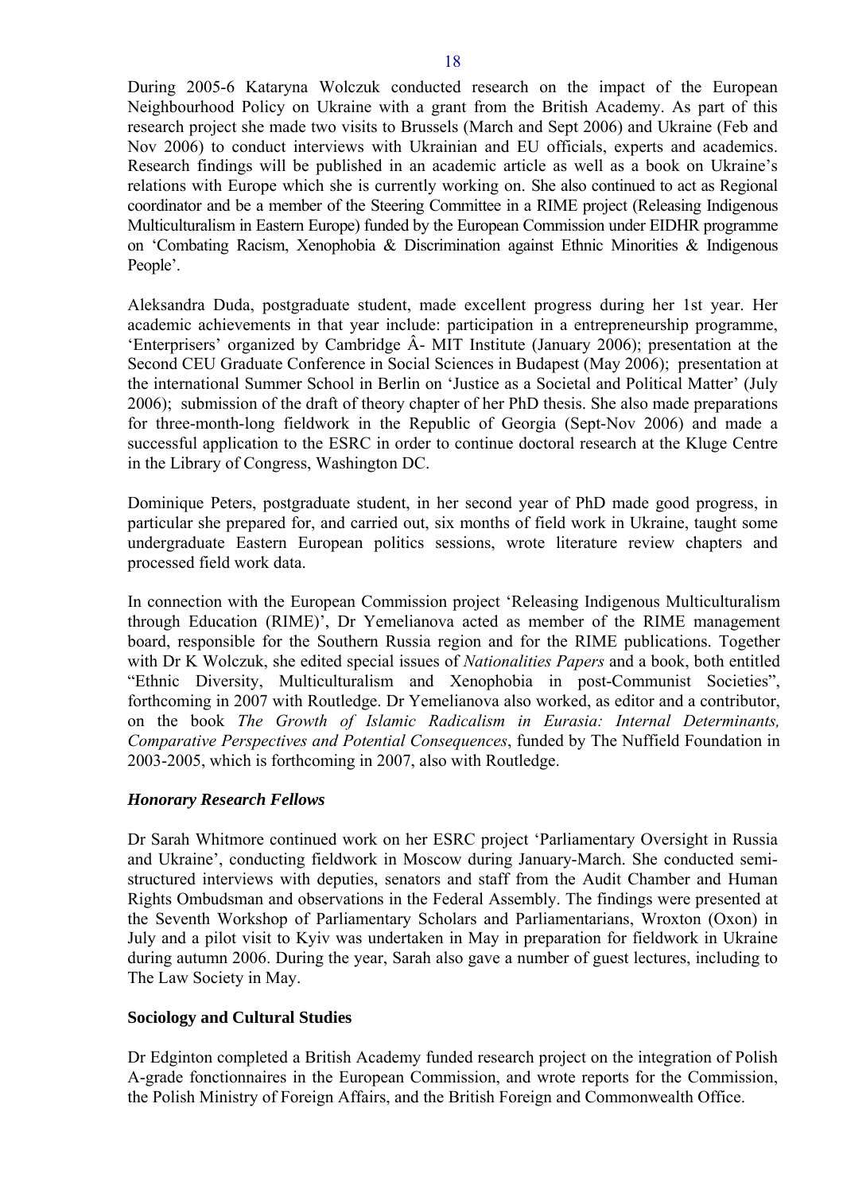During 2005-6 Kataryna Wolczuk conducted research on the impact of the European Neighbourhood Policy on Ukraine with a grant from the British Academy. As part of this research project she made two visits to Brussels (March and Sept 2006) and Ukraine (Feb and Nov 2006) to conduct interviews with Ukrainian and EU officials, experts and academics. Research findings will be published in an academic article as well as a book on Ukraine's relations with Europe which she is currently working on. She also continued to act as Regional coordinator and be a member of the Steering Committee in a RIME project (Releasing Indigenous Multiculturalism in Eastern Europe) funded by the European Commission under EIDHR programme on 'Combating Racism, Xenophobia & Discrimination against Ethnic Minorities & Indigenous People'.

Aleksandra Duda, postgraduate student, made excellent progress during her 1st year. Her academic achievements in that year include: participation in a entrepreneurship programme, 'Enterprisers' organized by Cambridge Â- MIT Institute (January 2006); presentation at the Second CEU Graduate Conference in Social Sciences in Budapest (May 2006); presentation at the international Summer School in Berlin on 'Justice as a Societal and Political Matter' (July 2006); submission of the draft of theory chapter of her PhD thesis. She also made preparations for three-month-long fieldwork in the Republic of Georgia (Sept-Nov 2006) and made a successful application to the ESRC in order to continue doctoral research at the Kluge Centre in the Library of Congress, Washington DC.

Dominique Peters, postgraduate student, in her second year of PhD made good progress, in particular she prepared for, and carried out, six months of field work in Ukraine, taught some undergraduate Eastern European politics sessions, wrote literature review chapters and processed field work data.

In connection with the European Commission project 'Releasing Indigenous Multiculturalism through Education (RIME)', Dr Yemelianova acted as member of the RIME management board, responsible for the Southern Russia region and for the RIME publications. Together with Dr K Wolczuk, she edited special issues of *Nationalities Papers* and a book, both entitled "Ethnic Diversity, Multiculturalism and Xenophobia in post-Communist Societies", forthcoming in 2007 with Routledge. Dr Yemelianova also worked, as editor and a contributor, on the book *The Growth of Islamic Radicalism in Eurasia: Internal Determinants, Comparative Perspectives and Potential Consequences*, funded by The Nuffield Foundation in 2003-2005, which is forthcoming in 2007, also with Routledge.

### *Honorary Research Fellows*

Dr Sarah Whitmore continued work on her ESRC project 'Parliamentary Oversight in Russia and Ukraine', conducting fieldwork in Moscow during January-March. She conducted semi-structured interviews with deputies, senators and staff from the Audit Chamber and Human Rights Ombudsman and observations in the Federal Assembly. The findings were presented at the Seventh Workshop of Parliamentary Scholars and Parliamentarians, Wroxton (Oxon) in July and a pilot visit to Kyiv was undertaken in May in preparation for fieldwork in Ukraine during autumn 2006. During the year, Sarah also gave a number of guest lectures, including to The Law Society in May.

### **Sociology and Cultural Studies**

Dr Edginton completed a British Academy funded research project on the integration of Polish A-grade fonctionnaires in the European Commission, and wrote reports for the Commission, the Polish Ministry of Foreign Affairs, and the British Foreign and Commonwealth Office.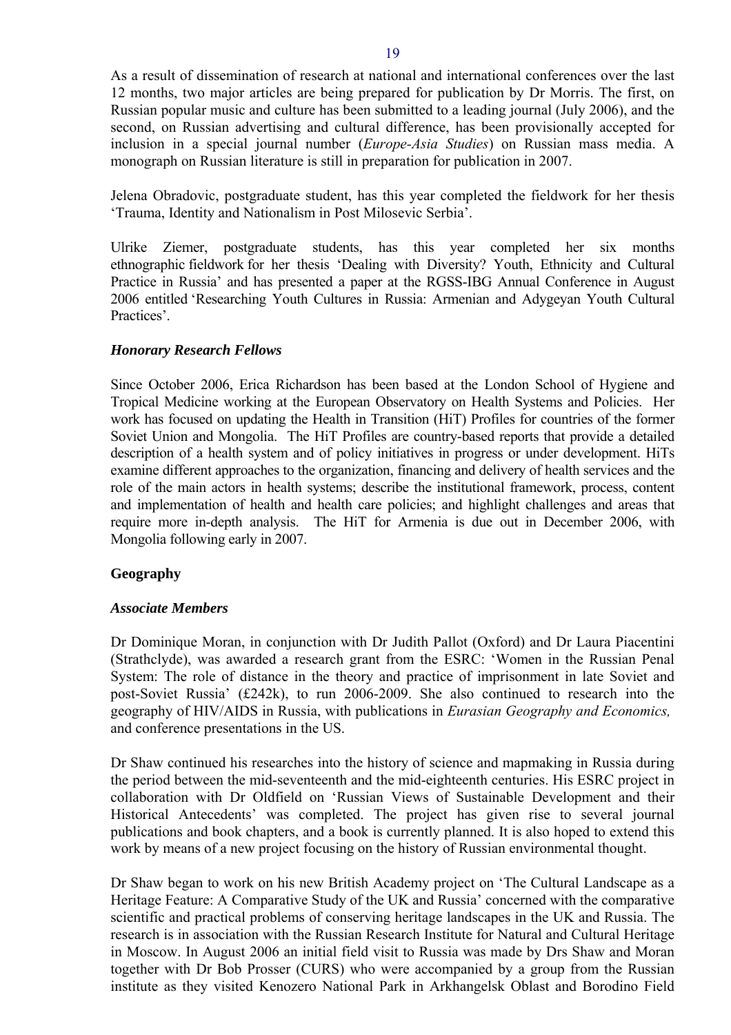As a result of dissemination of research at national and international conferences over the last 12 months, two major articles are being prepared for publication by Dr Morris. The first, on Russian popular music and culture has been submitted to a leading journal (July 2006), and the second, on Russian advertising and cultural difference, has been provisionally accepted for inclusion in a special journal number (*Europe-Asia Studies*) on Russian mass media. A monograph on Russian literature is still in preparation for publication in 2007.

Jelena Obradovic, postgraduate student, has this year completed the fieldwork for her thesis 'Trauma, Identity and Nationalism in Post Milosevic Serbia'.

Ulrike Ziemer, postgraduate students, has this year completed her six months ethnographic fieldwork for her thesis 'Dealing with Diversity? Youth, Ethnicity and Cultural Practice in Russia' and has presented a paper at the RGSS-IBG Annual Conference in August 2006 entitled 'Researching Youth Cultures in Russia: Armenian and Adygeyan Youth Cultural Practices'.

### *Honorary Research Fellows*

Since October 2006, Erica Richardson has been based at the London School of Hygiene and Tropical Medicine working at the European Observatory on Health Systems and Policies. Her work has focused on updating the Health in Transition (HiT) Profiles for countries of the former Soviet Union and Mongolia. The HiT Profiles are country-based reports that provide a detailed description of a health system and of policy initiatives in progress or under development. HiTs examine different approaches to the organization, financing and delivery of health services and the role of the main actors in health systems; describe the institutional framework, process, content and implementation of health and health care policies; and highlight challenges and areas that require more in-depth analysis. The HiT for Armenia is due out in December 2006, with Mongolia following early in 2007.

## Geography

### *Associate Members*

Dr Dominique Moran, in conjunction with Dr Judith Pallot (Oxford) and Dr Laura Piacentini (Strathclyde), was awarded a research grant from the ESRC: 'Women in the Russian Penal System: The role of distance in the theory and practice of imprisonment in late Soviet and post-Soviet Russia' (£242k), to run 2006-2009. She also continued to research into the geography of HIV/AIDS in Russia, with publications in *Eurasian Geography and Economics,* and conference presentations in the US.

Dr Shaw continued his researches into the history of science and mapmaking in Russia during the period between the mid-seventeenth and the mid-eighteenth centuries. His ESRC project in collaboration with Dr Oldfield on 'Russian Views of Sustainable Development and their Historical Antecedents' was completed. The project has given rise to several journal publications and book chapters, and a book is currently planned. It is also hoped to extend this work by means of a new project focusing on the history of Russian environmental thought.

Dr Shaw began to work on his new British Academy project on 'The Cultural Landscape as a Heritage Feature: A Comparative Study of the UK and Russia' concerned with the comparative scientific and practical problems of conserving heritage landscapes in the UK and Russia. The research is in association with the Russian Research Institute for Natural and Cultural Heritage in Moscow. In August 2006 an initial field visit to Russia was made by Drs Shaw and Moran together with Dr Bob Prosser (CURS) who were accompanied by a group from the Russian institute as they visited Kenozero National Park in Arkhangelsk Oblast and Borodino Field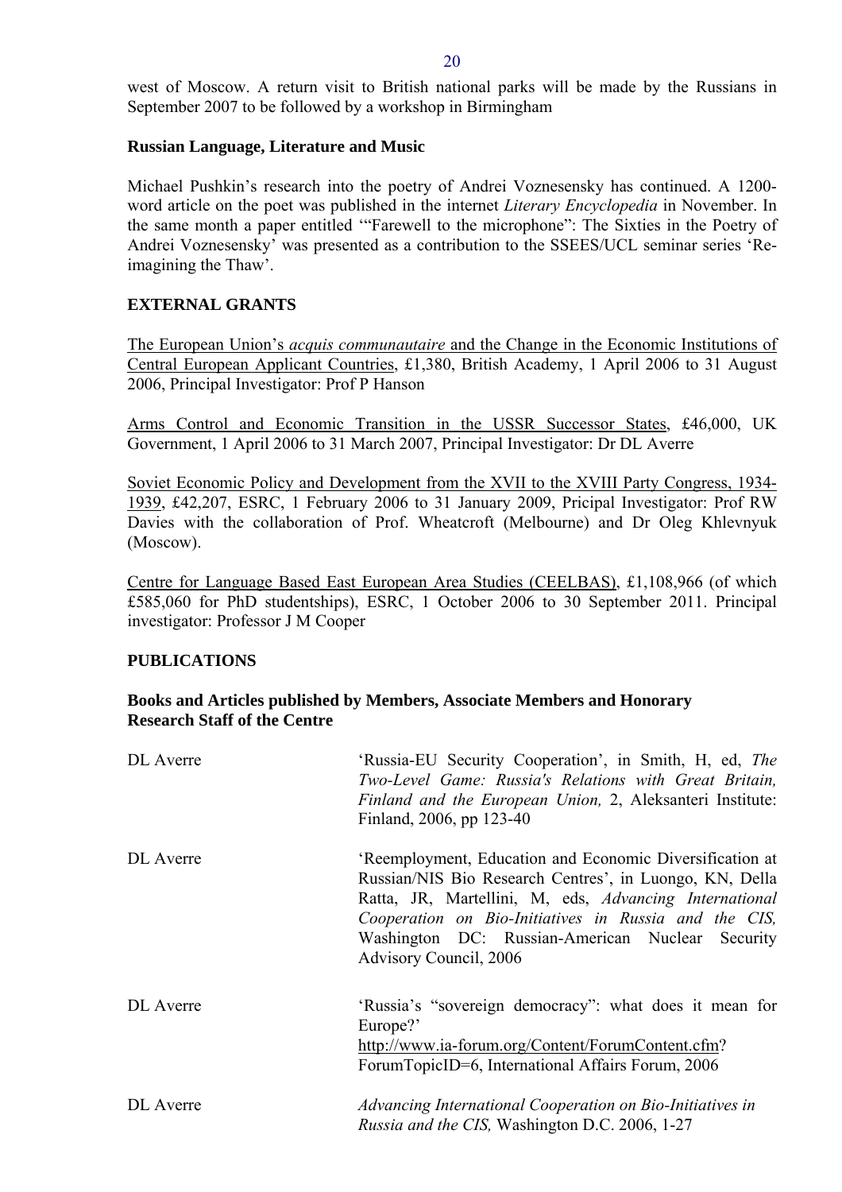west of Moscow. A return visit to British national parks will be made by the Russians in September 2007 to be followed by a workshop in Birmingham

**Russian Language, Literature and Music**

Michael Pushkin's research into the poetry of Andrei Voznesensky has continued. A 1200-word article on the poet was published in the internet *Literary Encyclopedia* in November. In the same month a paper entitled '"Farewell to the microphone": The Sixties in the Poetry of Andrei Voznesensky' was presented as a contribution to the SSEES/UCL seminar series 'Re-imagining the Thaw'.

## EXTERNAL GRANTS

The European Union's *acquis communautaire* and the Change in the Economic Institutions of Central European Applicant Countries, £1,380, British Academy, 1 April 2006 to 31 August 2006, Principal Investigator: Prof P Hanson

Arms Control and Economic Transition in the USSR Successor States, £46,000, UK Government, 1 April 2006 to 31 March 2007, Principal Investigator: Dr DL Averre

Soviet Economic Policy and Development from the XVII to the XVIII Party Congress, 1934-1939, £42,207, ESRC, 1 February 2006 to 31 January 2009, Pricipal Investigator: Prof RW Davies with the collaboration of Prof. Wheatcroft (Melbourne) and Dr Oleg Khlevnyuk (Moscow).

Centre for Language Based East European Area Studies (CEELBAS), £1,108,966 (of which £585,060 for PhD studentships), ESRC, 1 October 2006 to 30 September 2011. Principal investigator: Professor J M Cooper

## PUBLICATIONS

### Books and Articles published by Members, Associate Members and Honorary Research Staff of the Centre

DL Averre — 'Russia-EU Security Cooperation', in Smith, H, ed, *The Two-Level Game: Russia's Relations with Great Britain, Finland and the European Union,* 2, Aleksanteri Institute: Finland, 2006, pp 123-40

DL Averre — 'Reemployment, Education and Economic Diversification at Russian/NIS Bio Research Centres', in Luongo, KN, Della Ratta, JR, Martellini, M, eds, *Advancing International Cooperation on Bio-Initiatives in Russia and the CIS,* Washington DC: Russian-American Nuclear Security Advisory Council, 2006

DL Averre — 'Russia's "sovereign democracy": what does it mean for Europe?' http://www.ia-forum.org/Content/ForumContent.cfm?ForumTopicID=6, International Affairs Forum, 2006

DL Averre — *Advancing International Cooperation on Bio-Initiatives in Russia and the CIS,* Washington D.C. 2006, 1-27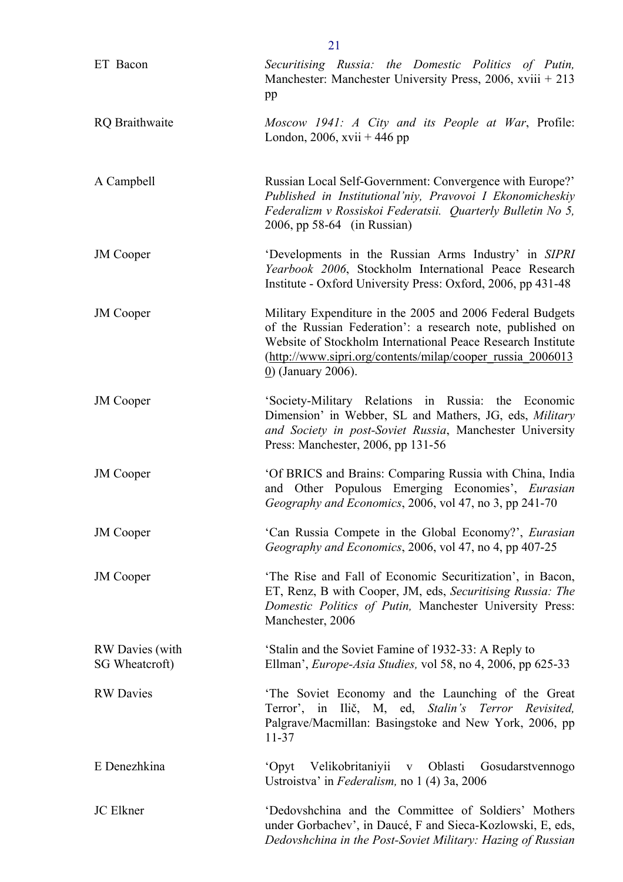| | |
|---|---|
| ET Bacon | *Securitising Russia: the Domestic Politics of Putin,* Manchester: Manchester University Press, 2006, xviii + 213 pp |
| RQ Braithwaite | *Moscow 1941: A City and its People at War*, Profile: London, 2006, xvii + 446 pp |
| A Campbell | Russian Local Self-Government: Convergence with Europe?' *Published in Institutional'niy, Pravovoi I Ekonomicheskiy Federalizm v Rossiskoi Federatsii. Quarterly Bulletin No 5,* 2006, pp 58-64 (in Russian) |
| JM Cooper | 'Developments in the Russian Arms Industry' in *SIPRI Yearbook 2006*, Stockholm International Peace Research Institute - Oxford University Press: Oxford, 2006, pp 431-48 |
| JM Cooper | Military Expenditure in the 2005 and 2006 Federal Budgets of the Russian Federation': a research note, published on Website of Stockholm International Peace Research Institute (http://www.sipri.org/contents/milap/cooper_russia_20060130) (January 2006). |
| JM Cooper | 'Society-Military Relations in Russia: the Economic Dimension' in Webber, SL and Mathers, JG, eds, *Military and Society in post-Soviet Russia*, Manchester University Press: Manchester, 2006, pp 131-56 |
| JM Cooper | 'Of BRICS and Brains: Comparing Russia with China, India and Other Populous Emerging Economies', *Eurasian Geography and Economics*, 2006, vol 47, no 3, pp 241-70 |
| JM Cooper | 'Can Russia Compete in the Global Economy?', *Eurasian Geography and Economics*, 2006, vol 47, no 4, pp 407-25 |
| JM Cooper | 'The Rise and Fall of Economic Securitization', in Bacon, ET, Renz, B with Cooper, JM, eds, *Securitising Russia: The Domestic Politics of Putin,* Manchester University Press: Manchester, 2006 |
| RW Davies (with SG Wheatcroft) | 'Stalin and the Soviet Famine of 1932-33: A Reply to Ellman', *Europe-Asia Studies,* vol 58, no 4, 2006, pp 625-33 |
| RW Davies | 'The Soviet Economy and the Launching of the Great Terror', in Ilič, M, ed, *Stalin's Terror Revisited,* Palgrave/Macmillan: Basingstoke and New York, 2006, pp 11-37 |
| E Denezhkina | 'Opyt Velikobritaniyii v Oblasti Gosudarstvennogo Ustroistva' in *Federalism,* no 1 (4) 3a, 2006 |
| JC Elkner | 'Dedovshchina and the Committee of Soldiers' Mothers under Gorbachev', in Daucé, F and Sieca-Kozlowski, E, eds, *Dedovshchina in the Post-Soviet Military: Hazing of Russian* |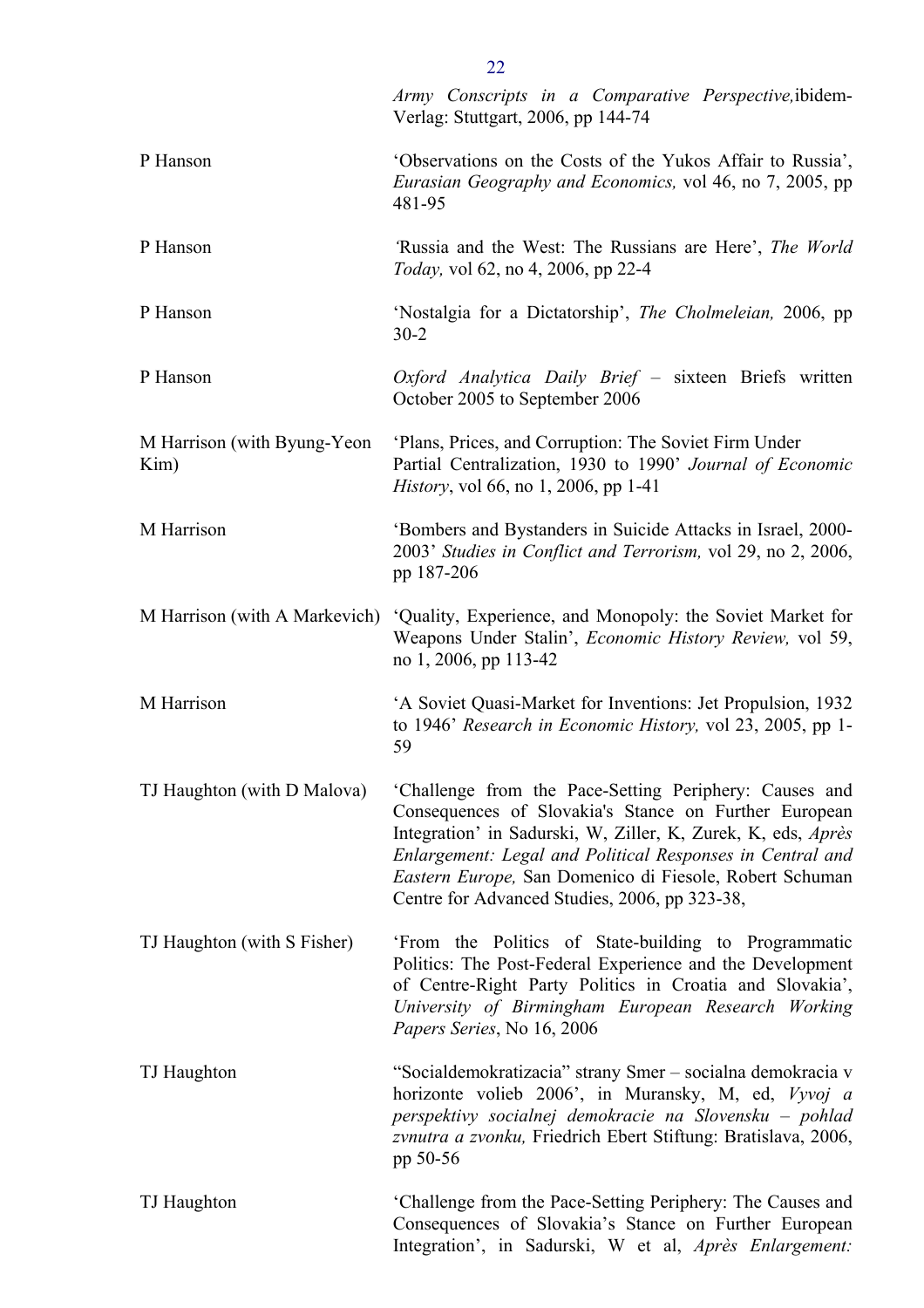| | |
|---|---|
| | *Army Conscripts in a Comparative Perspective,*ibidem-Verlag: Stuttgart, 2006, pp 144-74 |
| P Hanson | 'Observations on the Costs of the Yukos Affair to Russia', *Eurasian Geography and Economics,* vol 46, no 7, 2005, pp 481-95 |
| P Hanson | 'Russia and the West: The Russians are Here', *The World Today,* vol 62, no 4, 2006, pp 22-4 |
| P Hanson | 'Nostalgia for a Dictatorship', *The Cholmeleian,* 2006, pp 30-2 |
| P Hanson | *Oxford Analytica Daily Brief* – sixteen Briefs written October 2005 to September 2006 |
| M Harrison (with Byung-Yeon Kim) | 'Plans, Prices, and Corruption: The Soviet Firm Under Partial Centralization, 1930 to 1990' *Journal of Economic History*, vol 66, no 1, 2006, pp 1-41 |
| M Harrison | 'Bombers and Bystanders in Suicide Attacks in Israel, 2000-2003' *Studies in Conflict and Terrorism,* vol 29, no 2, 2006, pp 187-206 |
| M Harrison (with A Markevich) | 'Quality, Experience, and Monopoly: the Soviet Market for Weapons Under Stalin', *Economic History Review,* vol 59, no 1, 2006, pp 113-42 |
| M Harrison | 'A Soviet Quasi-Market for Inventions: Jet Propulsion, 1932 to 1946' *Research in Economic History,* vol 23, 2005, pp 1-59 |
| TJ Haughton (with D Malova) | 'Challenge from the Pace-Setting Periphery: Causes and Consequences of Slovakia's Stance on Further European Integration' in Sadurski, W, Ziller, K, Zurek, K, eds, *Après Enlargement: Legal and Political Responses in Central and Eastern Europe,* San Domenico di Fiesole, Robert Schuman Centre for Advanced Studies, 2006, pp 323-38, |
| TJ Haughton (with S Fisher) | 'From the Politics of State-building to Programmatic Politics: The Post-Federal Experience and the Development of Centre-Right Party Politics in Croatia and Slovakia', *University of Birmingham European Research Working Papers Series*, No 16, 2006 |
| TJ Haughton | "Socialdemokratizacia" strany Smer – socialna demokracia v horizonte volieb 2006', in Muransky, M, ed, *Vyvoj a perspektivy socialnej demokracie na Slovensku – pohlad zvnutra a zvonku,* Friedrich Ebert Stiftung: Bratislava, 2006, pp 50-56 |
| TJ Haughton | 'Challenge from the Pace-Setting Periphery: The Causes and Consequences of Slovakia's Stance on Further European Integration', in Sadurski, W et al, *Après Enlargement:* |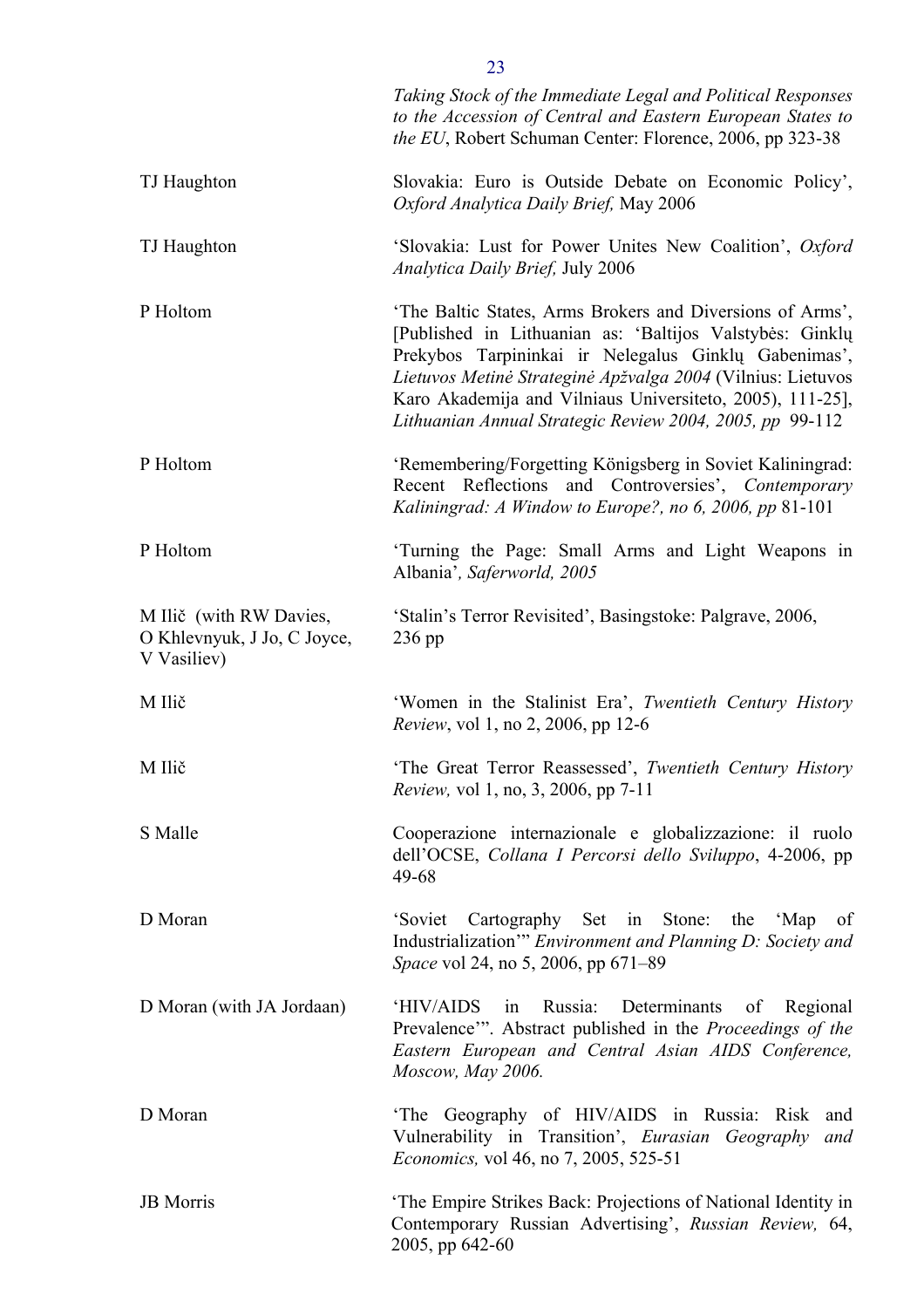| | |
|---|---|
| | *Taking Stock of the Immediate Legal and Political Responses to the Accession of Central and Eastern European States to the EU*, Robert Schuman Center: Florence, 2006, pp 323-38 |
| TJ Haughton | Slovakia: Euro is Outside Debate on Economic Policy', *Oxford Analytica Daily Brief,* May 2006 |
| TJ Haughton | 'Slovakia: Lust for Power Unites New Coalition', *Oxford Analytica Daily Brief,* July 2006 |
| P Holtom | 'The Baltic States, Arms Brokers and Diversions of Arms', [Published in Lithuanian as: 'Baltijos Valstybės: Ginklų Prekybos Tarpininkai ir Nelegalus Ginklų Gabenimas', *Lietuvos Metinė Strateginė Apžvalga 2004* (Vilnius: Lietuvos Karo Akademija and Vilniaus Universiteto, 2005), 111-25], *Lithuanian Annual Strategic Review 2004, 2005, pp* 99-112 |
| P Holtom | 'Remembering/Forgetting Königsberg in Soviet Kaliningrad: Recent Reflections and Controversies', *Contemporary Kaliningrad: A Window to Europe?, no 6, 2006, pp* 81-101 |
| P Holtom | 'Turning the Page: Small Arms and Light Weapons in Albania'*, Saferworld, 2005* |
| M Ilič (with RW Davies, O Khlevnyuk, J Jo, C Joyce, V Vasiliev) | 'Stalin's Terror Revisited', Basingstoke: Palgrave, 2006, 236 pp |
| M Ilič | 'Women in the Stalinist Era', *Twentieth Century History Review*, vol 1, no 2, 2006, pp 12-6 |
| M Ilič | 'The Great Terror Reassessed', *Twentieth Century History Review,* vol 1, no, 3, 2006, pp 7-11 |
| S Malle | Cooperazione internazionale e globalizzazione: il ruolo dell'OCSE, *Collana I Percorsi dello Sviluppo*, 4-2006, pp 49-68 |
| D Moran | 'Soviet Cartography Set in Stone: the 'Map of Industrialization'' *Environment and Planning D: Society and Space* vol 24, no 5, 2006, pp 671–89 |
| D Moran (with JA Jordaan) | 'HIV/AIDS in Russia: Determinants of Regional Prevalence''. Abstract published in the *Proceedings of the Eastern European and Central Asian AIDS Conference, Moscow, May 2006.* |
| D Moran | 'The Geography of HIV/AIDS in Russia: Risk and Vulnerability in Transition', *Eurasian Geography and Economics,* vol 46, no 7, 2005, 525-51 |
| JB Morris | 'The Empire Strikes Back: Projections of National Identity in Contemporary Russian Advertising', *Russian Review,* 64, 2005, pp 642-60 |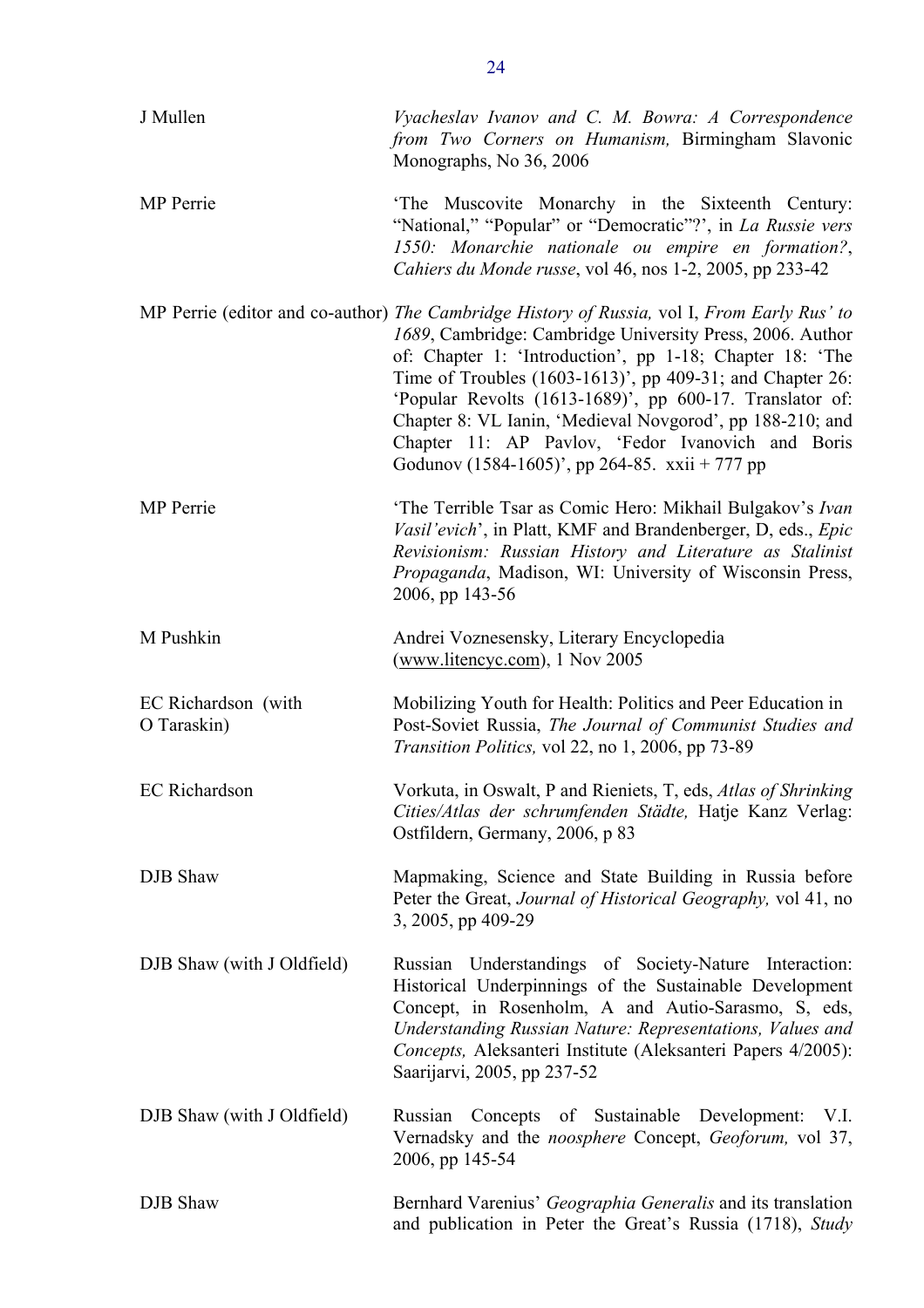| | |
|---|---|
| J Mullen | *Vyacheslav Ivanov and C. M. Bowra: A Correspondence from Two Corners on Humanism,* Birmingham Slavonic Monographs, No 36, 2006 |
| MP Perrie | 'The Muscovite Monarchy in the Sixteenth Century: "National," "Popular" or "Democratic"?', in *La Russie vers 1550: Monarchie nationale ou empire en formation?*, *Cahiers du Monde russe*, vol 46, nos 1-2, 2005, pp 233-42 |
| MP Perrie (editor and co-author) | *The Cambridge History of Russia,* vol I, *From Early Rus' to 1689*, Cambridge: Cambridge University Press, 2006. Author of: Chapter 1: 'Introduction', pp 1-18; Chapter 18: 'The Time of Troubles (1603-1613)', pp 409-31; and Chapter 26: 'Popular Revolts (1613-1689)', pp 600-17. Translator of: Chapter 8: VL Ianin, 'Medieval Novgorod', pp 188-210; and Chapter 11: AP Pavlov, 'Fedor Ivanovich and Boris Godunov (1584-1605)', pp 264-85. xxii + 777 pp |
| MP Perrie | 'The Terrible Tsar as Comic Hero: Mikhail Bulgakov's *Ivan Vasil'evich*', in Platt, KMF and Brandenberger, D, eds., *Epic Revisionism: Russian History and Literature as Stalinist Propaganda*, Madison, WI: University of Wisconsin Press, 2006, pp 143-56 |
| M Pushkin | Andrei Voznesensky, Literary Encyclopedia (www.litencyc.com), 1 Nov 2005 |
| EC Richardson (with O Taraskin) | Mobilizing Youth for Health: Politics and Peer Education in Post-Soviet Russia, *The Journal of Communist Studies and Transition Politics,* vol 22, no 1, 2006, pp 73-89 |
| EC Richardson | Vorkuta, in Oswalt, P and Rieniets, T, eds, *Atlas of Shrinking Cities/Atlas der schrumfenden Städte,* Hatje Kanz Verlag: Ostfildern, Germany, 2006, p 83 |
| DJB Shaw | Mapmaking, Science and State Building in Russia before Peter the Great, *Journal of Historical Geography,* vol 41, no 3, 2005, pp 409-29 |
| DJB Shaw (with J Oldfield) | Russian Understandings of Society-Nature Interaction: Historical Underpinnings of the Sustainable Development Concept, in Rosenholm, A and Autio-Sarasmo, S, eds, *Understanding Russian Nature: Representations, Values and Concepts,* Aleksanteri Institute (Aleksanteri Papers 4/2005): Saarijarvi, 2005, pp 237-52 |
| DJB Shaw (with J Oldfield) | Russian Concepts of Sustainable Development: V.I. Vernadsky and the *noosphere* Concept, *Geoforum,* vol 37, 2006, pp 145-54 |
| DJB Shaw | Bernhard Varenius' *Geographia Generalis* and its translation and publication in Peter the Great's Russia (1718), *Study* |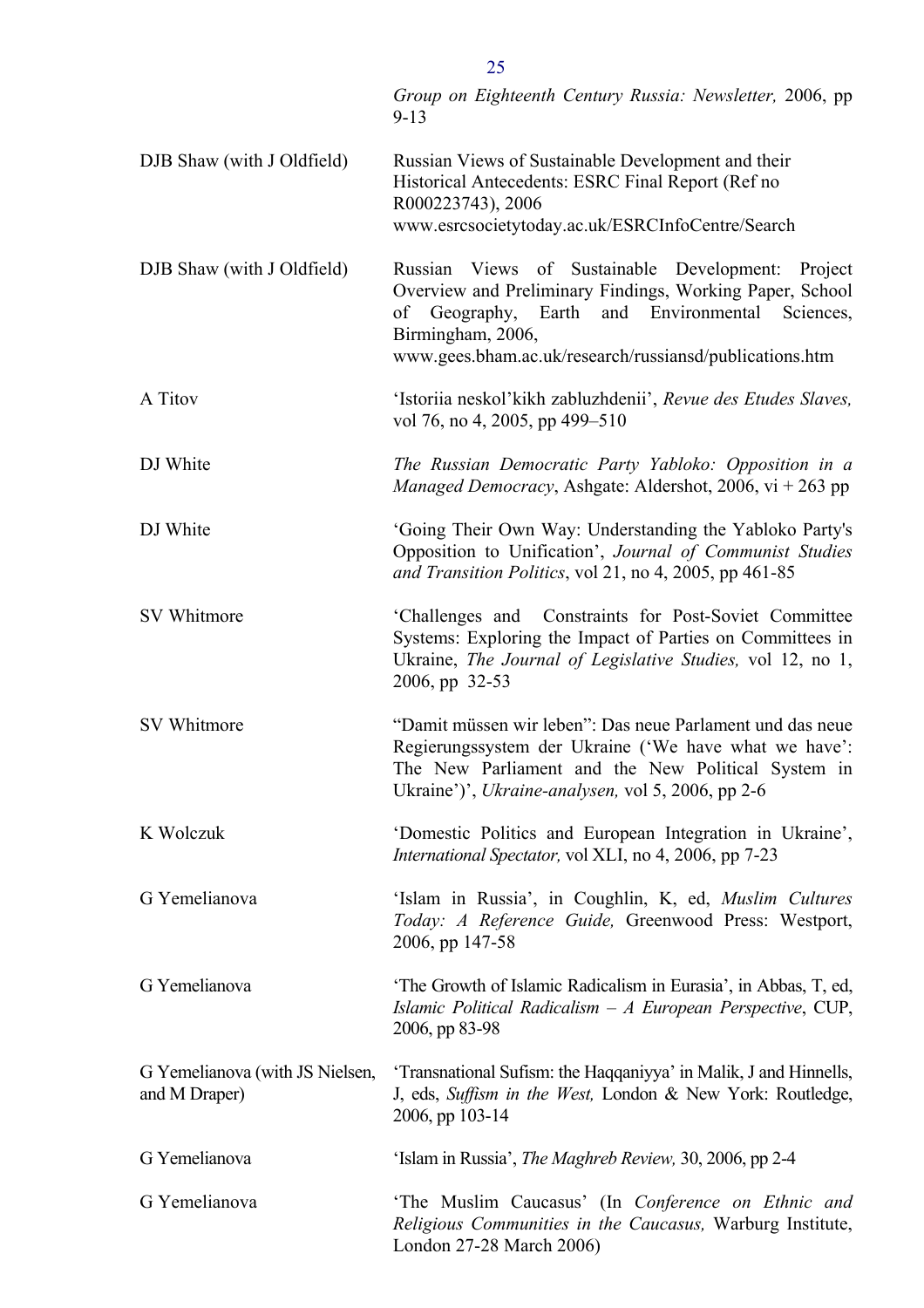| | |
|---|---|
| | *Group on Eighteenth Century Russia: Newsletter,* 2006, pp 9-13 |
| DJB Shaw (with J Oldfield) | Russian Views of Sustainable Development and their Historical Antecedents: ESRC Final Report (Ref no R000223743), 2006 www.esrcsocietytoday.ac.uk/ESRCInfoCentre/Search |
| DJB Shaw (with J Oldfield) | Russian Views of Sustainable Development: Project Overview and Preliminary Findings, Working Paper, School of Geography, Earth and Environmental Sciences, Birmingham, 2006, www.gees.bham.ac.uk/research/russiansd/publications.htm |
| A Titov | 'Istoriia neskol'kikh zabluzhdenii', *Revue des Etudes Slaves,* vol 76, no 4, 2005, pp 499–510 |
| DJ White | *The Russian Democratic Party Yabloko: Opposition in a Managed Democracy*, Ashgate: Aldershot, 2006, vi + 263 pp |
| DJ White | 'Going Their Own Way: Understanding the Yabloko Party's Opposition to Unification', *Journal of Communist Studies and Transition Politics*, vol 21, no 4, 2005, pp 461-85 |
| SV Whitmore | 'Challenges and Constraints for Post-Soviet Committee Systems: Exploring the Impact of Parties on Committees in Ukraine, *The Journal of Legislative Studies,* vol 12, no 1, 2006, pp 32-53 |
| SV Whitmore | "Damit müssen wir leben": Das neue Parlament und das neue Regierungssystem der Ukraine ('We have what we have': The New Parliament and the New Political System in Ukraine')', *Ukraine-analysen,* vol 5, 2006, pp 2-6 |
| K Wolczuk | 'Domestic Politics and European Integration in Ukraine', *International Spectator,* vol XLI, no 4, 2006, pp 7-23 |
| G Yemelianova | 'Islam in Russia', in Coughlin, K, ed, *Muslim Cultures Today: A Reference Guide,* Greenwood Press: Westport, 2006, pp 147-58 |
| G Yemelianova | 'The Growth of Islamic Radicalism in Eurasia', in Abbas, T, ed, *Islamic Political Radicalism – A European Perspective*, CUP, 2006, pp 83-98 |
| G Yemelianova (with JS Nielsen, and M Draper) | 'Transnational Sufism: the Haqqaniyya' in Malik, J and Hinnells, J, eds, *Suffism in the West,* London & New York: Routledge, 2006, pp 103-14 |
| G Yemelianova | 'Islam in Russia', *The Maghreb Review,* 30, 2006, pp 2-4 |
| G Yemelianova | 'The Muslim Caucasus' (In *Conference on Ethnic and Religious Communities in the Caucasus,* Warburg Institute, London 27-28 March 2006) |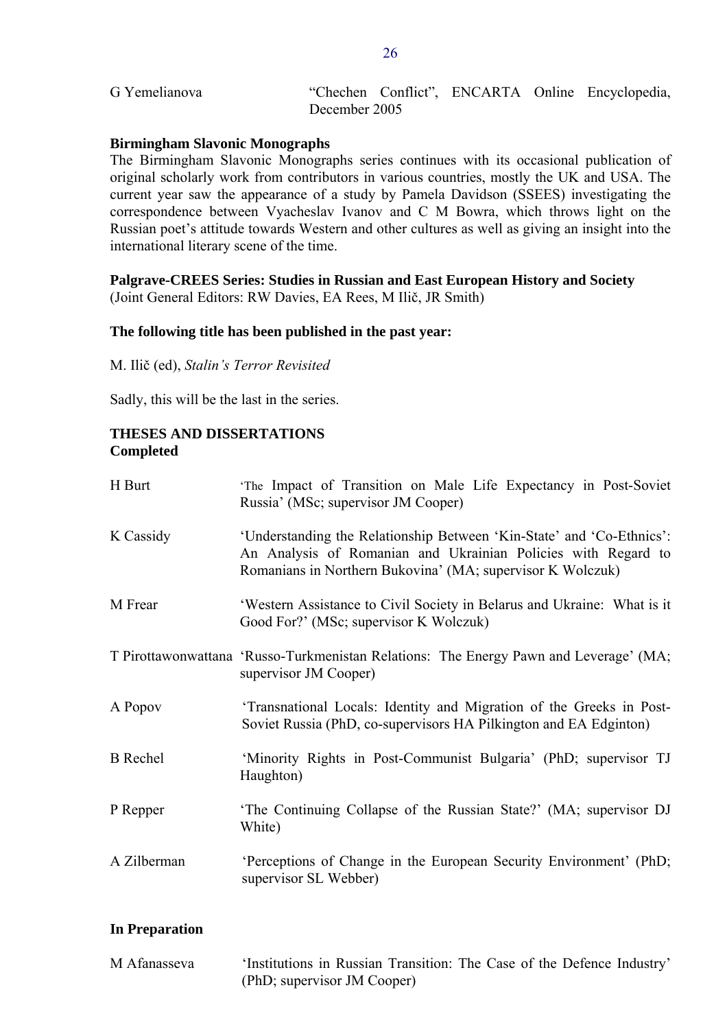G Yemelianova — "Chechen Conflict", ENCARTA Online Encyclopedia, December 2005

**Birmingham Slavonic Monographs**

The Birmingham Slavonic Monographs series continues with its occasional publication of original scholarly work from contributors in various countries, mostly the UK and USA. The current year saw the appearance of a study by Pamela Davidson (SSEES) investigating the correspondence between Vyacheslav Ivanov and C M Bowra, which throws light on the Russian poet's attitude towards Western and other cultures as well as giving an insight into the international literary scene of the time.

**Palgrave-CREES Series: Studies in Russian and East European History and Society**
(Joint General Editors: RW Davies, EA Rees, M Ilič, JR Smith)

**The following title has been published in the past year:**

M. Ilič (ed), *Stalin's Terror Revisited*

Sadly, this will be the last in the series.

**THESES AND DISSERTATIONS**
**Completed**

H Burt — 'The Impact of Transition on Male Life Expectancy in Post-Soviet Russia' (MSc; supervisor JM Cooper)

K Cassidy — 'Understanding the Relationship Between 'Kin-State' and 'Co-Ethnics': An Analysis of Romanian and Ukrainian Policies with Regard to Romanians in Northern Bukovina' (MA; supervisor K Wolczuk)

M Frear — 'Western Assistance to Civil Society in Belarus and Ukraine: What is it Good For?' (MSc; supervisor K Wolczuk)

T Pirottawonwattana — 'Russo-Turkmenistan Relations: The Energy Pawn and Leverage' (MA; supervisor JM Cooper)

A Popov — 'Transnational Locals: Identity and Migration of the Greeks in Post-Soviet Russia (PhD, co-supervisors HA Pilkington and EA Edginton)

B Rechel — 'Minority Rights in Post-Communist Bulgaria' (PhD; supervisor TJ Haughton)

P Repper — 'The Continuing Collapse of the Russian State?' (MA; supervisor DJ White)

A Zilberman — 'Perceptions of Change in the European Security Environment' (PhD; supervisor SL Webber)

**In Preparation**

M Afanasseva — 'Institutions in Russian Transition: The Case of the Defence Industry' (PhD; supervisor JM Cooper)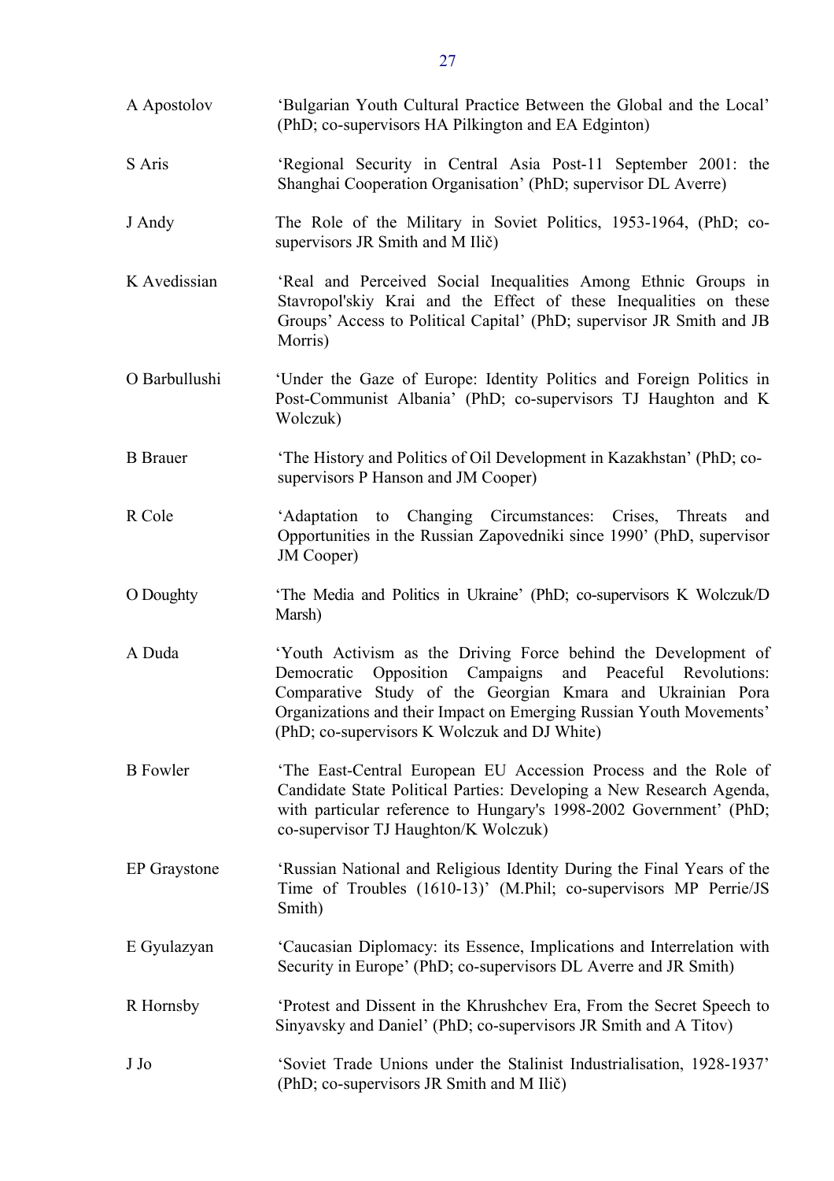| | |
|---|---|
| A Apostolov | ‘Bulgarian Youth Cultural Practice Between the Global and the Local’ (PhD; co-supervisors HA Pilkington and EA Edginton) |
| S Aris | ‘Regional Security in Central Asia Post-11 September 2001: the Shanghai Cooperation Organisation’ (PhD; supervisor DL Averre) |
| J Andy | The Role of the Military in Soviet Politics, 1953-1964, (PhD; co-supervisors JR Smith and M Ilič) |
| K Avedissian | ‘Real and Perceived Social Inequalities Among Ethnic Groups in Stavropol'skiy Krai and the Effect of these Inequalities on these Groups’ Access to Political Capital’ (PhD; supervisor JR Smith and JB Morris) |
| O Barbullushi | ‘Under the Gaze of Europe: Identity Politics and Foreign Politics in Post-Communist Albania’ (PhD; co-supervisors TJ Haughton and K Wolczuk) |
| B Brauer | ‘The History and Politics of Oil Development in Kazakhstan’ (PhD; co-supervisors P Hanson and JM Cooper) |
| R Cole | ‘Adaptation to Changing Circumstances: Crises, Threats and Opportunities in the Russian Zapovedniki since 1990’ (PhD, supervisor JM Cooper) |
| O Doughty | ‘The Media and Politics in Ukraine’ (PhD; co-supervisors K Wolczuk/D Marsh) |
| A Duda | ‘Youth Activism as the Driving Force behind the Development of Democratic Opposition Campaigns and Peaceful Revolutions: Comparative Study of the Georgian Kmara and Ukrainian Pora Organizations and their Impact on Emerging Russian Youth Movements’ (PhD; co-supervisors K Wolczuk and DJ White) |
| B Fowler | ‘The East-Central European EU Accession Process and the Role of Candidate State Political Parties: Developing a New Research Agenda, with particular reference to Hungary's 1998-2002 Government’ (PhD; co-supervisor TJ Haughton/K Wolczuk) |
| EP Graystone | ‘Russian National and Religious Identity During the Final Years of the Time of Troubles (1610-13)’ (M.Phil; co-supervisors MP Perrie/JS Smith) |
| E Gyulazyan | ‘Caucasian Diplomacy: its Essence, Implications and Interrelation with Security in Europe’ (PhD; co-supervisors DL Averre and JR Smith) |
| R Hornsby | ‘Protest and Dissent in the Khrushchev Era, From the Secret Speech to Sinyavsky and Daniel’ (PhD; co-supervisors JR Smith and A Titov) |
| J Jo | ‘Soviet Trade Unions under the Stalinist Industrialisation, 1928-1937’ (PhD; co-supervisors JR Smith and M Ilič) |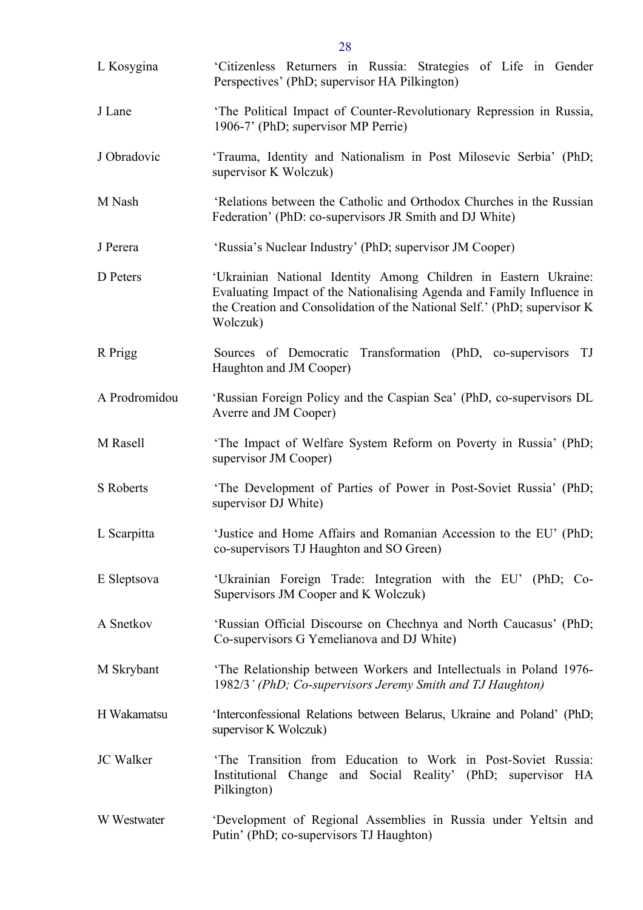L Kosygina — 'Citizenless Returners in Russia: Strategies of Life in Gender Perspectives' (PhD; supervisor HA Pilkington)

J Lane — 'The Political Impact of Counter-Revolutionary Repression in Russia, 1906-7' (PhD; supervisor MP Perrie)

J Obradovic — 'Trauma, Identity and Nationalism in Post Milosevic Serbia' (PhD; supervisor K Wolczuk)

M Nash — 'Relations between the Catholic and Orthodox Churches in the Russian Federation' (PhD: co-supervisors JR Smith and DJ White)

J Perera — 'Russia's Nuclear Industry' (PhD; supervisor JM Cooper)

D Peters — 'Ukrainian National Identity Among Children in Eastern Ukraine: Evaluating Impact of the Nationalising Agenda and Family Influence in the Creation and Consolidation of the National Self.' (PhD; supervisor K Wolczuk)

R Prigg — Sources of Democratic Transformation (PhD, co-supervisors TJ Haughton and JM Cooper)

A Prodromidou — 'Russian Foreign Policy and the Caspian Sea' (PhD, co-supervisors DL Averre and JM Cooper)

M Rasell — 'The Impact of Welfare System Reform on Poverty in Russia' (PhD; supervisor JM Cooper)

S Roberts — 'The Development of Parties of Power in Post-Soviet Russia' (PhD; supervisor DJ White)

L Scarpitta — 'Justice and Home Affairs and Romanian Accession to the EU' (PhD; co-supervisors TJ Haughton and SO Green)

E Sleptsova — 'Ukrainian Foreign Trade: Integration with the EU' (PhD; Co-Supervisors JM Cooper and K Wolczuk)

A Snetkov — 'Russian Official Discourse on Chechnya and North Caucasus' (PhD; Co-supervisors G Yemelianova and DJ White)

M Skrybant — 'The Relationship between Workers and Intellectuals in Poland 1976-1982/3*' (PhD; Co-supervisors Jeremy Smith and TJ Haughton)*

H Wakamatsu — 'Interconfessional Relations between Belarus, Ukraine and Poland' (PhD; supervisor K Wolczuk)

JC Walker — 'The Transition from Education to Work in Post-Soviet Russia: Institutional Change and Social Reality' (PhD; supervisor HA Pilkington)

W Westwater — 'Development of Regional Assemblies in Russia under Yeltsin and Putin' (PhD; co-supervisors TJ Haughton)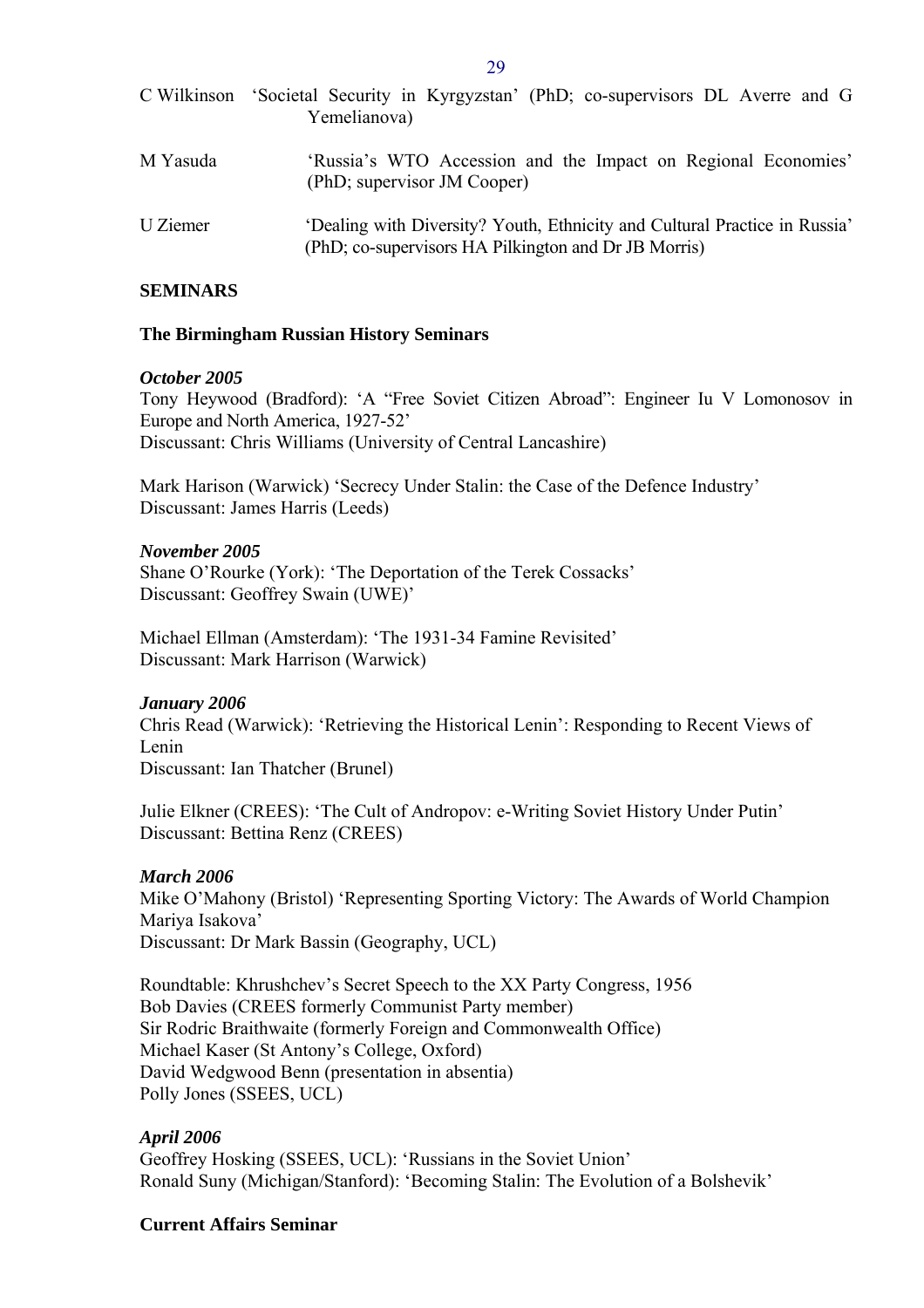C Wilkinson 'Societal Security in Kyrgyzstan' (PhD; co-supervisors DL Averre and G Yemelianova)

M Yasuda 'Russia's WTO Accession and the Impact on Regional Economies' (PhD; supervisor JM Cooper)

U Ziemer 'Dealing with Diversity? Youth, Ethnicity and Cultural Practice in Russia' (PhD; co-supervisors HA Pilkington and Dr JB Morris)

**SEMINARS**

**The Birmingham Russian History Seminars**

***October 2005***

Tony Heywood (Bradford): 'A "Free Soviet Citizen Abroad": Engineer Iu V Lomonosov in Europe and North America, 1927-52'
Discussant: Chris Williams (University of Central Lancashire)

Mark Harison (Warwick) 'Secrecy Under Stalin: the Case of the Defence Industry'
Discussant: James Harris (Leeds)

***November 2005***

Shane O'Rourke (York): 'The Deportation of the Terek Cossacks'
Discussant: Geoffrey Swain (UWE)'

Michael Ellman (Amsterdam): 'The 1931-34 Famine Revisited'
Discussant: Mark Harrison (Warwick)

***January 2006***

Chris Read (Warwick): 'Retrieving the Historical Lenin': Responding to Recent Views of Lenin
Discussant: Ian Thatcher (Brunel)

Julie Elkner (CREES): 'The Cult of Andropov: e-Writing Soviet History Under Putin'
Discussant: Bettina Renz (CREES)

***March 2006***

Mike O'Mahony (Bristol) 'Representing Sporting Victory: The Awards of World Champion Mariya Isakova'
Discussant: Dr Mark Bassin (Geography, UCL)

Roundtable: Khrushchev's Secret Speech to the XX Party Congress, 1956
Bob Davies (CREES formerly Communist Party member)
Sir Rodric Braithwaite (formerly Foreign and Commonwealth Office)
Michael Kaser (St Antony's College, Oxford)
David Wedgwood Benn (presentation in absentia)
Polly Jones (SSEES, UCL)

***April 2006***

Geoffrey Hosking (SSEES, UCL): 'Russians in the Soviet Union'
Ronald Suny (Michigan/Stanford): 'Becoming Stalin: The Evolution of a Bolshevik'

**Current Affairs Seminar**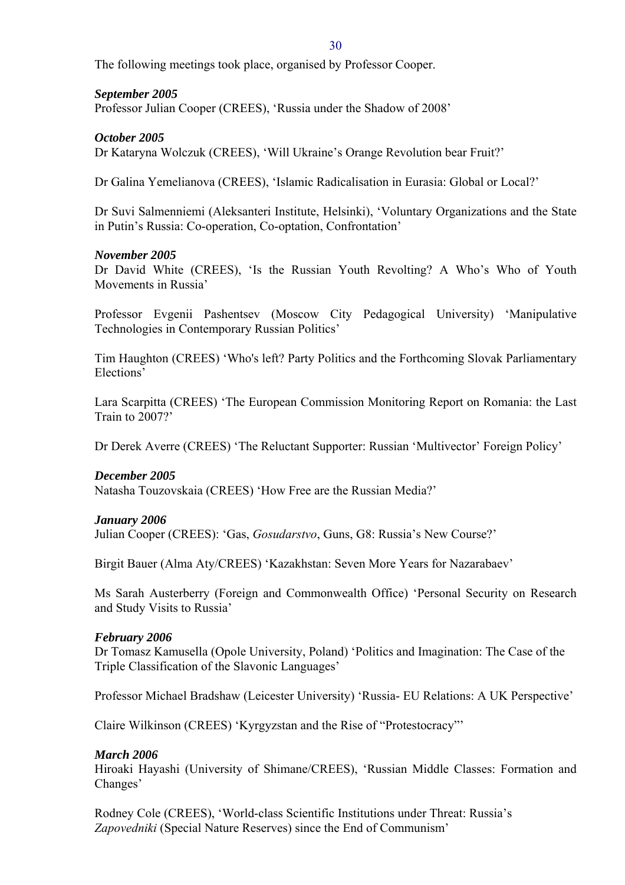The following meetings took place, organised by Professor Cooper.

***September 2005***

Professor Julian Cooper (CREES), 'Russia under the Shadow of 2008'

***October 2005***

Dr Kataryna Wolczuk (CREES), 'Will Ukraine's Orange Revolution bear Fruit?'

Dr Galina Yemelianova (CREES), 'Islamic Radicalisation in Eurasia: Global or Local?'

Dr Suvi Salmenniemi (Aleksanteri Institute, Helsinki), 'Voluntary Organizations and the State in Putin's Russia: Co-operation, Co-optation, Confrontation'

***November 2005***

Dr David White (CREES), 'Is the Russian Youth Revolting? A Who's Who of Youth Movements in Russia'

Professor Evgenii Pashentsev (Moscow City Pedagogical University) 'Manipulative Technologies in Contemporary Russian Politics'

Tim Haughton (CREES) 'Who's left? Party Politics and the Forthcoming Slovak Parliamentary Elections'

Lara Scarpitta (CREES) 'The European Commission Monitoring Report on Romania: the Last Train to 2007?'

Dr Derek Averre (CREES) 'The Reluctant Supporter: Russian 'Multivector' Foreign Policy'

***December 2005***

Natasha Touzovskaia (CREES) 'How Free are the Russian Media?'

***January 2006***

Julian Cooper (CREES): 'Gas, *Gosudarstvo*, Guns, G8: Russia's New Course?'

Birgit Bauer (Alma Aty/CREES) 'Kazakhstan: Seven More Years for Nazarabaev'

Ms Sarah Austerberry (Foreign and Commonwealth Office) 'Personal Security on Research and Study Visits to Russia'

***February 2006***

Dr Tomasz Kamusella (Opole University, Poland) 'Politics and Imagination: The Case of the Triple Classification of the Slavonic Languages'

Professor Michael Bradshaw (Leicester University) 'Russia- EU Relations: A UK Perspective'

Claire Wilkinson (CREES) 'Kyrgyzstan and the Rise of "Protestocracy"'

***March 2006***

Hiroaki Hayashi (University of Shimane/CREES), 'Russian Middle Classes: Formation and Changes'

Rodney Cole (CREES), 'World-class Scientific Institutions under Threat: Russia's *Zapovedniki* (Special Nature Reserves) since the End of Communism'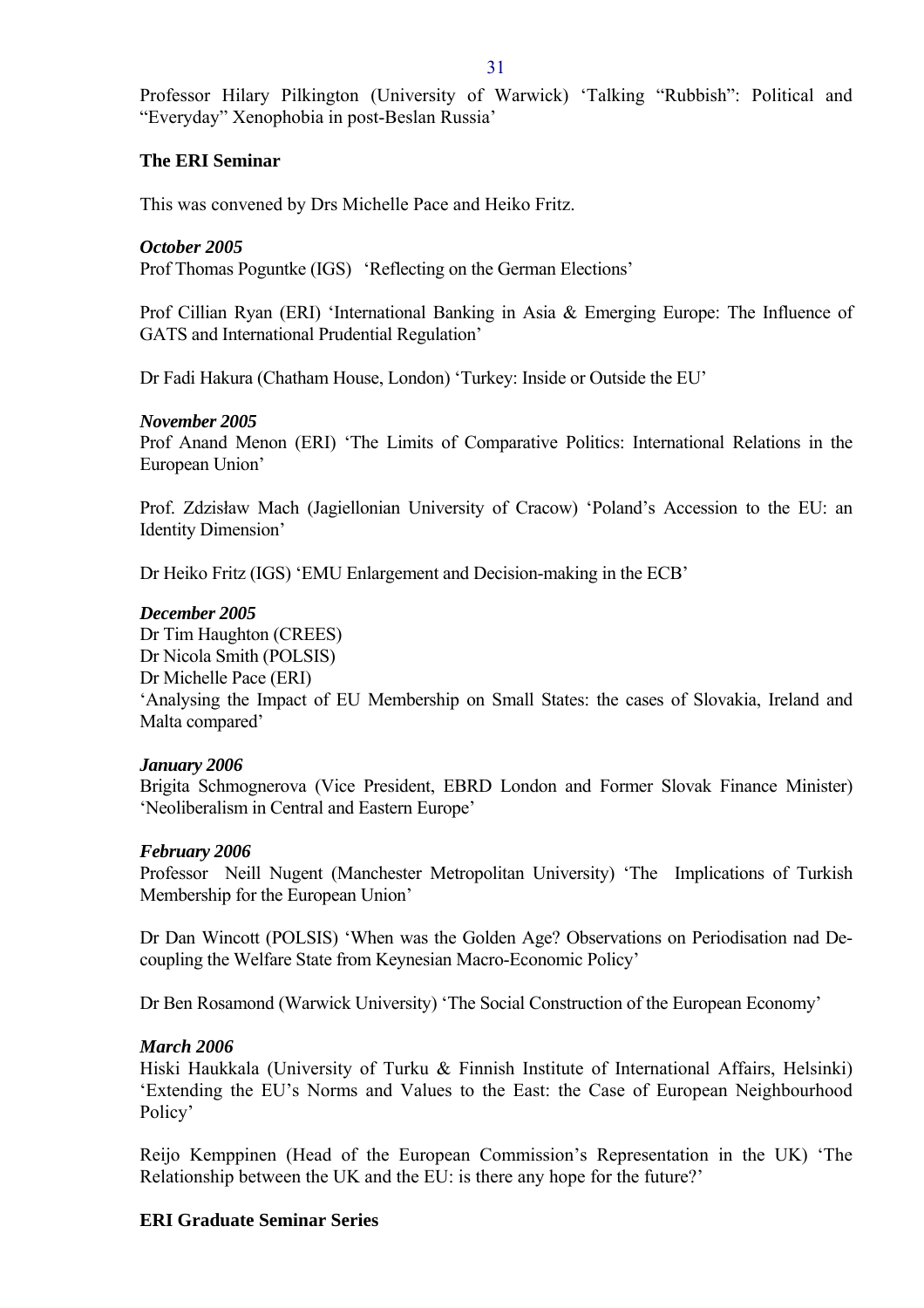Professor Hilary Pilkington (University of Warwick) 'Talking "Rubbish": Political and "Everyday" Xenophobia in post-Beslan Russia'

**The ERI Seminar**

This was convened by Drs Michelle Pace and Heiko Fritz.

***October 2005***

Prof Thomas Poguntke (IGS) 'Reflecting on the German Elections'

Prof Cillian Ryan (ERI) 'International Banking in Asia & Emerging Europe: The Influence of GATS and International Prudential Regulation'

Dr Fadi Hakura (Chatham House, London) 'Turkey: Inside or Outside the EU'

***November 2005***

Prof Anand Menon (ERI) 'The Limits of Comparative Politics: International Relations in the European Union'

Prof. Zdzisław Mach (Jagiellonian University of Cracow) 'Poland's Accession to the EU: an Identity Dimension'

Dr Heiko Fritz (IGS) 'EMU Enlargement and Decision-making in the ECB'

***December 2005***

Dr Tim Haughton (CREES)
Dr Nicola Smith (POLSIS)
Dr Michelle Pace (ERI)
'Analysing the Impact of EU Membership on Small States: the cases of Slovakia, Ireland and Malta compared'

***January 2006***

Brigita Schmognerova (Vice President, EBRD London and Former Slovak Finance Minister) 'Neoliberalism in Central and Eastern Europe'

***February 2006***

Professor Neill Nugent (Manchester Metropolitan University) 'The Implications of Turkish Membership for the European Union'

Dr Dan Wincott (POLSIS) 'When was the Golden Age? Observations on Periodisation nad De-coupling the Welfare State from Keynesian Macro-Economic Policy'

Dr Ben Rosamond (Warwick University) 'The Social Construction of the European Economy'

***March 2006***

Hiski Haukkala (University of Turku & Finnish Institute of International Affairs, Helsinki) 'Extending the EU's Norms and Values to the East: the Case of European Neighbourhood Policy'

Reijo Kemppinen (Head of the European Commission's Representation in the UK) 'The Relationship between the UK and the EU: is there any hope for the future?'

**ERI Graduate Seminar Series**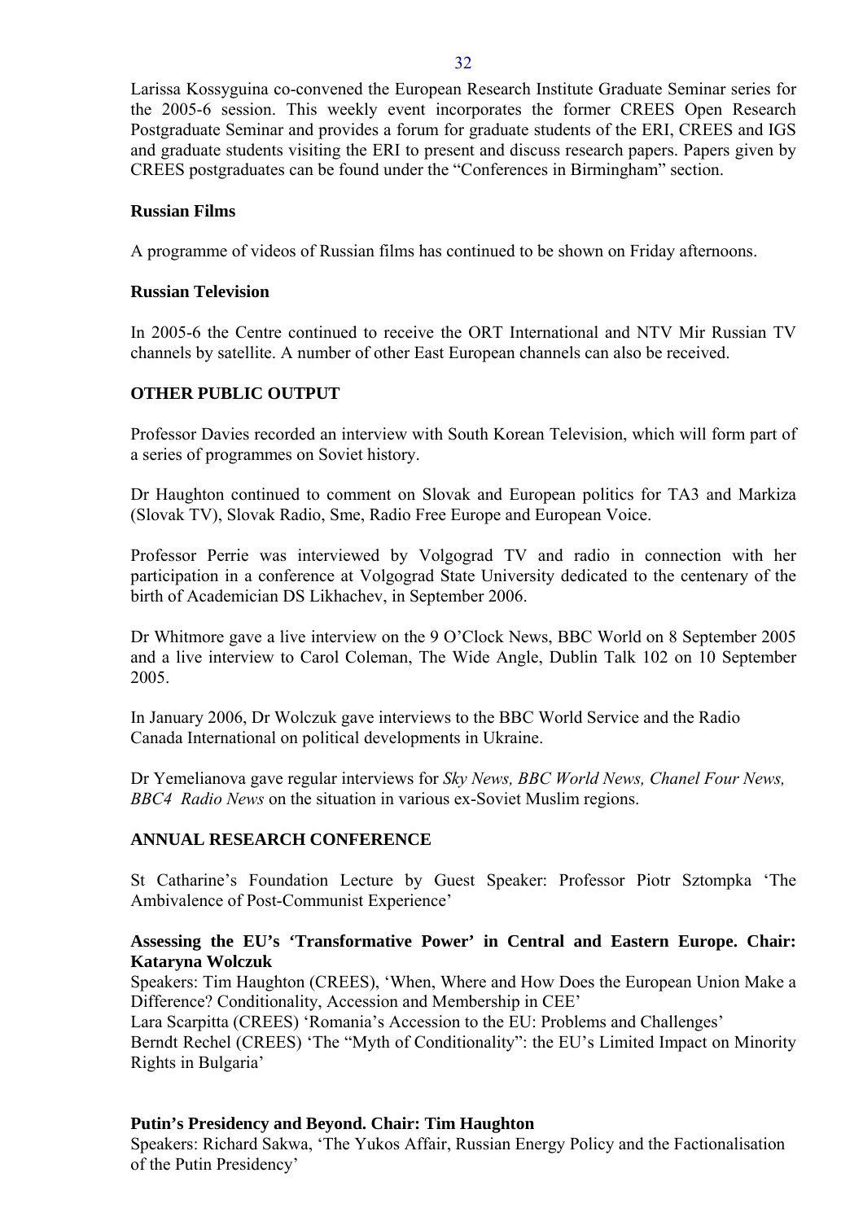Larissa Kossyguina co-convened the European Research Institute Graduate Seminar series for the 2005-6 session. This weekly event incorporates the former CREES Open Research Postgraduate Seminar and provides a forum for graduate students of the ERI, CREES and IGS and graduate students visiting the ERI to present and discuss research papers. Papers given by CREES postgraduates can be found under the "Conferences in Birmingham" section.

**Russian Films**

A programme of videos of Russian films has continued to be shown on Friday afternoons.

**Russian Television**

In 2005-6 the Centre continued to receive the ORT International and NTV Mir Russian TV channels by satellite. A number of other East European channels can also be received.

## OTHER PUBLIC OUTPUT

Professor Davies recorded an interview with South Korean Television, which will form part of a series of programmes on Soviet history.

Dr Haughton continued to comment on Slovak and European politics for TA3 and Markiza (Slovak TV), Slovak Radio, Sme, Radio Free Europe and European Voice.

Professor Perrie was interviewed by Volgograd TV and radio in connection with her participation in a conference at Volgograd State University dedicated to the centenary of the birth of Academician DS Likhachev, in September 2006.

Dr Whitmore gave a live interview on the 9 O'Clock News, BBC World on 8 September 2005 and a live interview to Carol Coleman, The Wide Angle, Dublin Talk 102 on 10 September 2005.

In January 2006, Dr Wolczuk gave interviews to the BBC World Service and the Radio Canada International on political developments in Ukraine.

Dr Yemelianova gave regular interviews for *Sky News, BBC World News, Chanel Four News, BBC4 Radio News* on the situation in various ex-Soviet Muslim regions.

## ANNUAL RESEARCH CONFERENCE

St Catharine's Foundation Lecture by Guest Speaker: Professor Piotr Sztompka 'The Ambivalence of Post-Communist Experience'

**Assessing the EU's 'Transformative Power' in Central and Eastern Europe. Chair: Kataryna Wolczuk**
Speakers: Tim Haughton (CREES), 'When, Where and How Does the European Union Make a Difference? Conditionality, Accession and Membership in CEE'
Lara Scarpitta (CREES) 'Romania's Accession to the EU: Problems and Challenges'
Berndt Rechel (CREES) 'The "Myth of Conditionality": the EU's Limited Impact on Minority Rights in Bulgaria'

**Putin's Presidency and Beyond. Chair: Tim Haughton**
Speakers: Richard Sakwa, 'The Yukos Affair, Russian Energy Policy and the Factionalisation of the Putin Presidency'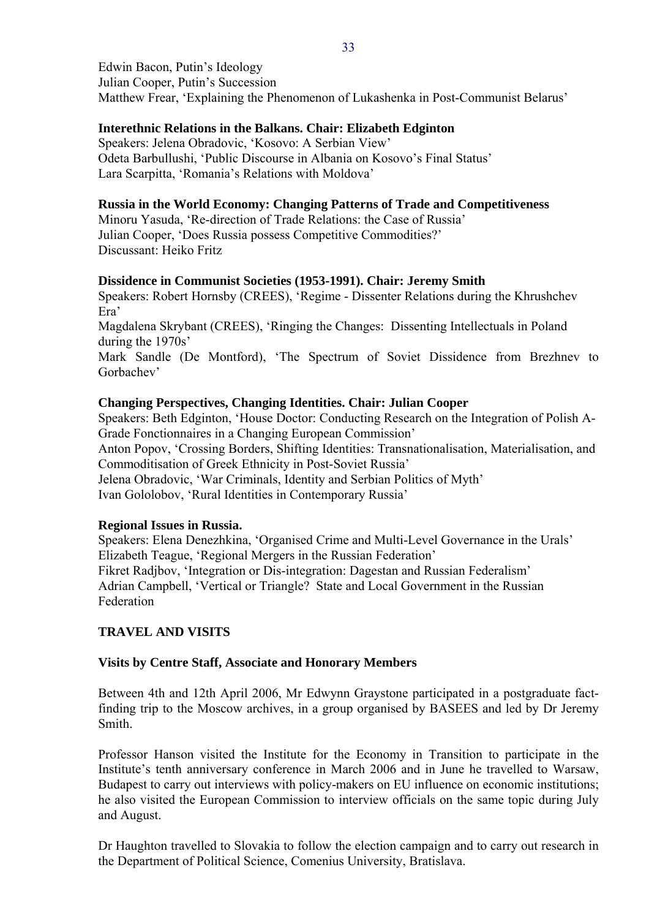Edwin Bacon, Putin's Ideology
Julian Cooper, Putin's Succession
Matthew Frear, 'Explaining the Phenomenon of Lukashenka in Post-Communist Belarus'

**Interethnic Relations in the Balkans. Chair: Elizabeth Edginton**
Speakers: Jelena Obradovic, 'Kosovo: A Serbian View'
Odeta Barbullushi, 'Public Discourse in Albania on Kosovo's Final Status'
Lara Scarpitta, 'Romania's Relations with Moldova'

**Russia in the World Economy: Changing Patterns of Trade and Competitiveness**
Minoru Yasuda, 'Re-direction of Trade Relations: the Case of Russia'
Julian Cooper, 'Does Russia possess Competitive Commodities?'
Discussant: Heiko Fritz

**Dissidence in Communist Societies (1953-1991). Chair: Jeremy Smith**
Speakers: Robert Hornsby (CREES), 'Regime - Dissenter Relations during the Khrushchev Era'
Magdalena Skrybant (CREES), 'Ringing the Changes: Dissenting Intellectuals in Poland during the 1970s'
Mark Sandle (De Montford), 'The Spectrum of Soviet Dissidence from Brezhnev to Gorbachev'

**Changing Perspectives, Changing Identities. Chair: Julian Cooper**
Speakers: Beth Edginton, 'House Doctor: Conducting Research on the Integration of Polish A-Grade Fonctionnaires in a Changing European Commission'
Anton Popov, 'Crossing Borders, Shifting Identities: Transnationalisation, Materialisation, and Commoditisation of Greek Ethnicity in Post-Soviet Russia'
Jelena Obradovic, 'War Criminals, Identity and Serbian Politics of Myth'
Ivan Gololobov, 'Rural Identities in Contemporary Russia'

**Regional Issues in Russia.**
Speakers: Elena Denezhkina, 'Organised Crime and Multi-Level Governance in the Urals'
Elizabeth Teague, 'Regional Mergers in the Russian Federation'
Fikret Radjbov, 'Integration or Dis-integration: Dagestan and Russian Federalism'
Adrian Campbell, 'Vertical or Triangle? State and Local Government in the Russian Federation

## TRAVEL AND VISITS

### Visits by Centre Staff, Associate and Honorary Members

Between 4th and 12th April 2006, Mr Edwynn Graystone participated in a postgraduate fact-finding trip to the Moscow archives, in a group organised by BASEES and led by Dr Jeremy Smith.

Professor Hanson visited the Institute for the Economy in Transition to participate in the Institute's tenth anniversary conference in March 2006 and in June he travelled to Warsaw, Budapest to carry out interviews with policy-makers on EU influence on economic institutions; he also visited the European Commission to interview officials on the same topic during July and August.

Dr Haughton travelled to Slovakia to follow the election campaign and to carry out research in the Department of Political Science, Comenius University, Bratislava.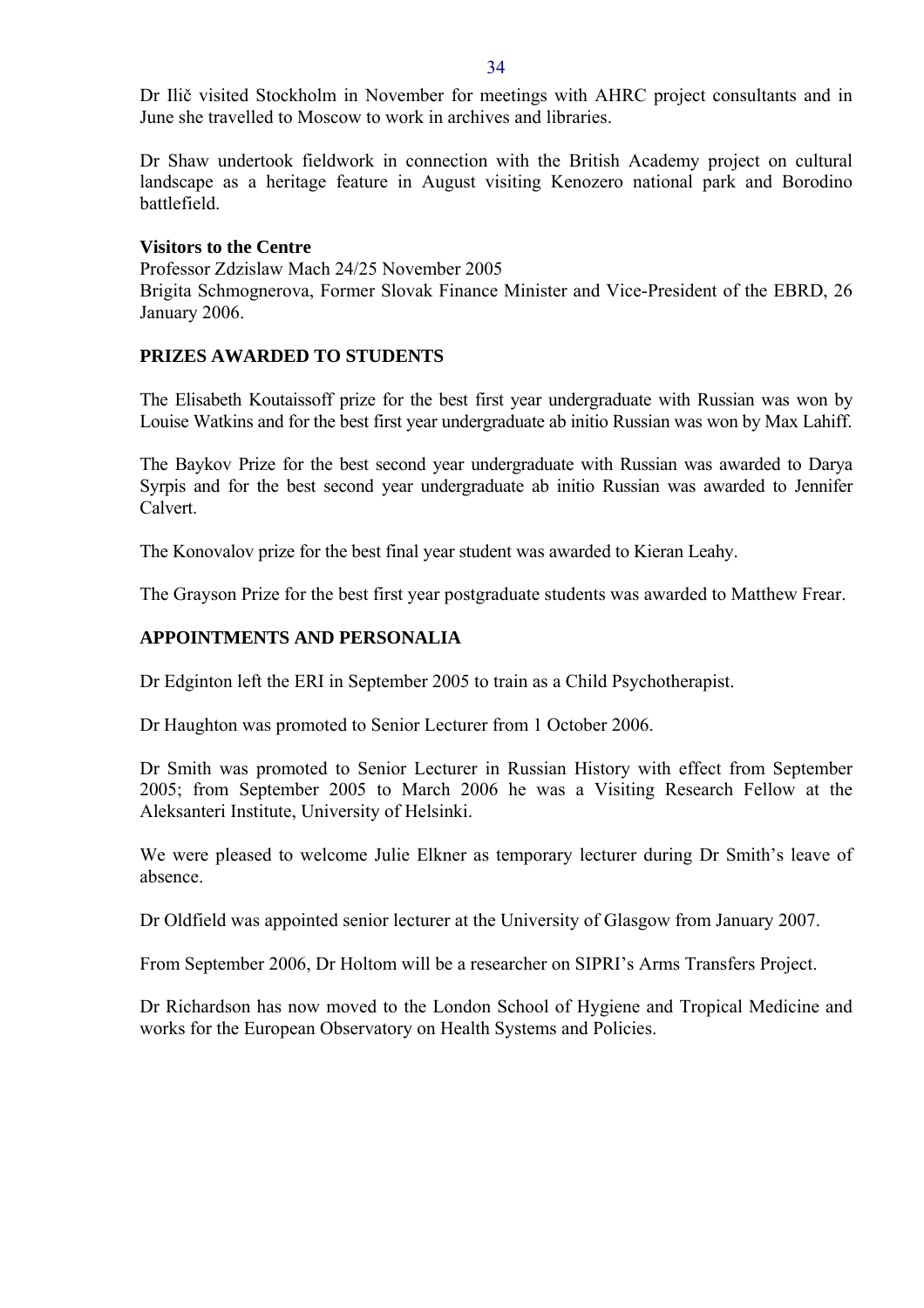Dr Ilič visited Stockholm in November for meetings with AHRC project consultants and in June she travelled to Moscow to work in archives and libraries.

Dr Shaw undertook fieldwork in connection with the British Academy project on cultural landscape as a heritage feature in August visiting Kenozero national park and Borodino battlefield.

**Visitors to the Centre**

Professor Zdzislaw Mach 24/25 November 2005
Brigita Schmognerova, Former Slovak Finance Minister and Vice-President of the EBRD, 26 January 2006.

## PRIZES AWARDED TO STUDENTS

The Elisabeth Koutaissoff prize for the best first year undergraduate with Russian was won by Louise Watkins and for the best first year undergraduate ab initio Russian was won by Max Lahiff.

The Baykov Prize for the best second year undergraduate with Russian was awarded to Darya Syrpis and for the best second year undergraduate ab initio Russian was awarded to Jennifer Calvert.

The Konovalov prize for the best final year student was awarded to Kieran Leahy.

The Grayson Prize for the best first year postgraduate students was awarded to Matthew Frear.

## APPOINTMENTS AND PERSONALIA

Dr Edginton left the ERI in September 2005 to train as a Child Psychotherapist.

Dr Haughton was promoted to Senior Lecturer from 1 October 2006.

Dr Smith was promoted to Senior Lecturer in Russian History with effect from September 2005; from September 2005 to March 2006 he was a Visiting Research Fellow at the Aleksanteri Institute, University of Helsinki.

We were pleased to welcome Julie Elkner as temporary lecturer during Dr Smith's leave of absence.

Dr Oldfield was appointed senior lecturer at the University of Glasgow from January 2007.

From September 2006, Dr Holtom will be a researcher on SIPRI's Arms Transfers Project.

Dr Richardson has now moved to the London School of Hygiene and Tropical Medicine and works for the European Observatory on Health Systems and Policies.